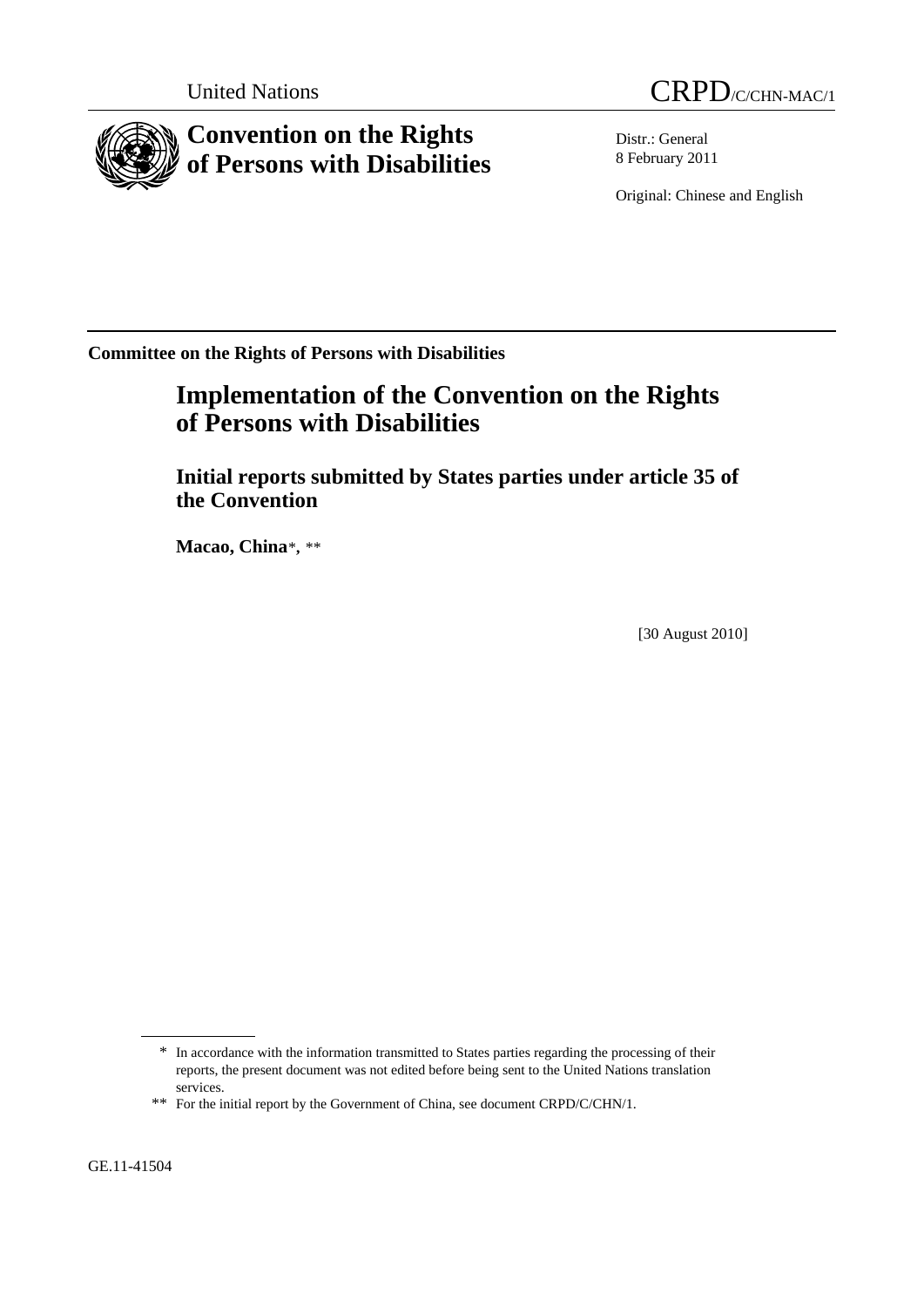United Nations

CRPD/C/CHN-MAC/1

# Convention on the Rights of Persons with Disabilities

Distr.: General
8 February 2011

Original: Chinese and English

**Committee on the Rights of Persons with Disabilities**

## Implementation of the Convention on the Rights of Persons with Disabilities

### Initial reports submitted by States parties under article 35 of the Convention

**Macao, China**\*, \*\*

[30 August 2010]

---

\* In accordance with the information transmitted to States parties regarding the processing of their reports, the present document was not edited before being sent to the United Nations translation services.

\*\* For the initial report by the Government of China, see document CRPD/C/CHN/1.

GE.11-41504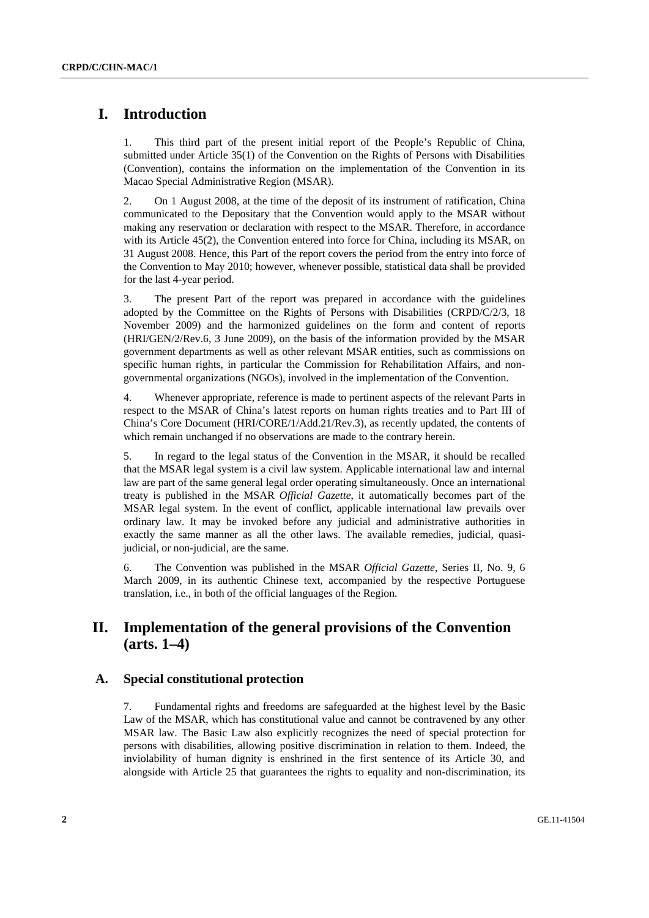# I. Introduction

1. This third part of the present initial report of the People's Republic of China, submitted under Article 35(1) of the Convention on the Rights of Persons with Disabilities (Convention), contains the information on the implementation of the Convention in its Macao Special Administrative Region (MSAR).

2. On 1 August 2008, at the time of the deposit of its instrument of ratification, China communicated to the Depositary that the Convention would apply to the MSAR without making any reservation or declaration with respect to the MSAR. Therefore, in accordance with its Article 45(2), the Convention entered into force for China, including its MSAR, on 31 August 2008. Hence, this Part of the report covers the period from the entry into force of the Convention to May 2010; however, whenever possible, statistical data shall be provided for the last 4-year period.

3. The present Part of the report was prepared in accordance with the guidelines adopted by the Committee on the Rights of Persons with Disabilities (CRPD/C/2/3, 18 November 2009) and the harmonized guidelines on the form and content of reports (HRI/GEN/2/Rev.6, 3 June 2009), on the basis of the information provided by the MSAR government departments as well as other relevant MSAR entities, such as commissions on specific human rights, in particular the Commission for Rehabilitation Affairs, and non-governmental organizations (NGOs), involved in the implementation of the Convention.

4. Whenever appropriate, reference is made to pertinent aspects of the relevant Parts in respect to the MSAR of China's latest reports on human rights treaties and to Part III of China's Core Document (HRI/CORE/1/Add.21/Rev.3), as recently updated, the contents of which remain unchanged if no observations are made to the contrary herein.

5. In regard to the legal status of the Convention in the MSAR, it should be recalled that the MSAR legal system is a civil law system. Applicable international law and internal law are part of the same general legal order operating simultaneously. Once an international treaty is published in the MSAR *Official Gazette*, it automatically becomes part of the MSAR legal system. In the event of conflict, applicable international law prevails over ordinary law. It may be invoked before any judicial and administrative authorities in exactly the same manner as all the other laws. The available remedies, judicial, quasi-judicial, or non-judicial, are the same.

6. The Convention was published in the MSAR *Official Gazette*, Series II, No. 9, 6 March 2009, in its authentic Chinese text, accompanied by the respective Portuguese translation, i.e., in both of the official languages of the Region.

# II. Implementation of the general provisions of the Convention (arts. 1–4)

## A. Special constitutional protection

7. Fundamental rights and freedoms are safeguarded at the highest level by the Basic Law of the MSAR, which has constitutional value and cannot be contravened by any other MSAR law. The Basic Law also explicitly recognizes the need of special protection for persons with disabilities, allowing positive discrimination in relation to them. Indeed, the inviolability of human dignity is enshrined in the first sentence of its Article 30, and alongside with Article 25 that guarantees the rights to equality and non-discrimination, its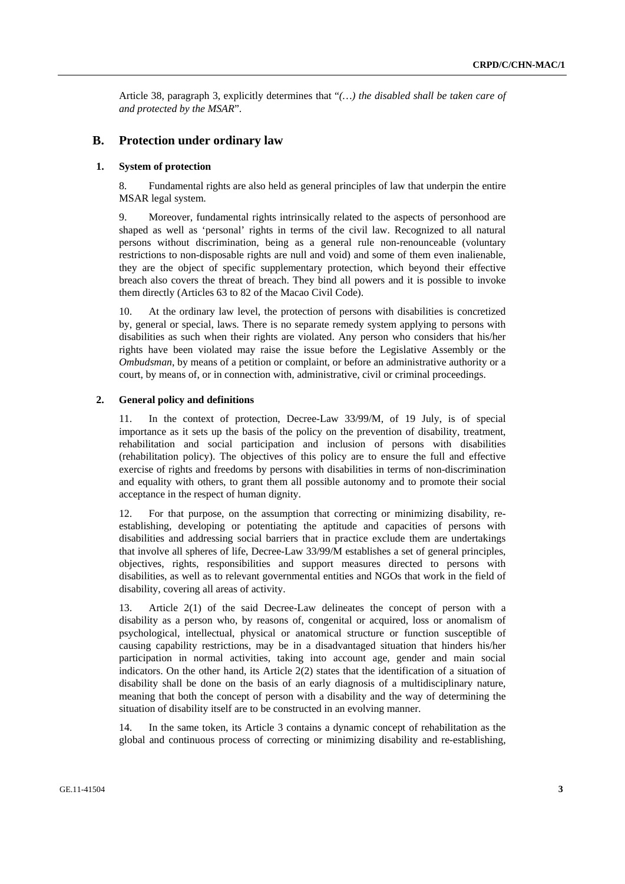Article 38, paragraph 3, explicitly determines that "*(…) the disabled shall be taken care of and protected by the MSAR*".

## B. Protection under ordinary law

### 1. System of protection

8. Fundamental rights are also held as general principles of law that underpin the entire MSAR legal system.

9. Moreover, fundamental rights intrinsically related to the aspects of personhood are shaped as well as 'personal' rights in terms of the civil law. Recognized to all natural persons without discrimination, being as a general rule non-renounceable (voluntary restrictions to non-disposable rights are null and void) and some of them even inalienable, they are the object of specific supplementary protection, which beyond their effective breach also covers the threat of breach. They bind all powers and it is possible to invoke them directly (Articles 63 to 82 of the Macao Civil Code).

10. At the ordinary law level, the protection of persons with disabilities is concretized by, general or special, laws. There is no separate remedy system applying to persons with disabilities as such when their rights are violated. Any person who considers that his/her rights have been violated may raise the issue before the Legislative Assembly or the *Ombudsman*, by means of a petition or complaint, or before an administrative authority or a court, by means of, or in connection with, administrative, civil or criminal proceedings.

### 2. General policy and definitions

11. In the context of protection, Decree-Law 33/99/M, of 19 July, is of special importance as it sets up the basis of the policy on the prevention of disability, treatment, rehabilitation and social participation and inclusion of persons with disabilities (rehabilitation policy). The objectives of this policy are to ensure the full and effective exercise of rights and freedoms by persons with disabilities in terms of non-discrimination and equality with others, to grant them all possible autonomy and to promote their social acceptance in the respect of human dignity.

12. For that purpose, on the assumption that correcting or minimizing disability, re-establishing, developing or potentiating the aptitude and capacities of persons with disabilities and addressing social barriers that in practice exclude them are undertakings that involve all spheres of life, Decree-Law 33/99/M establishes a set of general principles, objectives, rights, responsibilities and support measures directed to persons with disabilities, as well as to relevant governmental entities and NGOs that work in the field of disability, covering all areas of activity.

13. Article 2(1) of the said Decree-Law delineates the concept of person with a disability as a person who, by reasons of, congenital or acquired, loss or anomalism of psychological, intellectual, physical or anatomical structure or function susceptible of causing capability restrictions, may be in a disadvantaged situation that hinders his/her participation in normal activities, taking into account age, gender and main social indicators. On the other hand, its Article 2(2) states that the identification of a situation of disability shall be done on the basis of an early diagnosis of a multidisciplinary nature, meaning that both the concept of person with a disability and the way of determining the situation of disability itself are to be constructed in an evolving manner.

14. In the same token, its Article 3 contains a dynamic concept of rehabilitation as the global and continuous process of correcting or minimizing disability and re-establishing,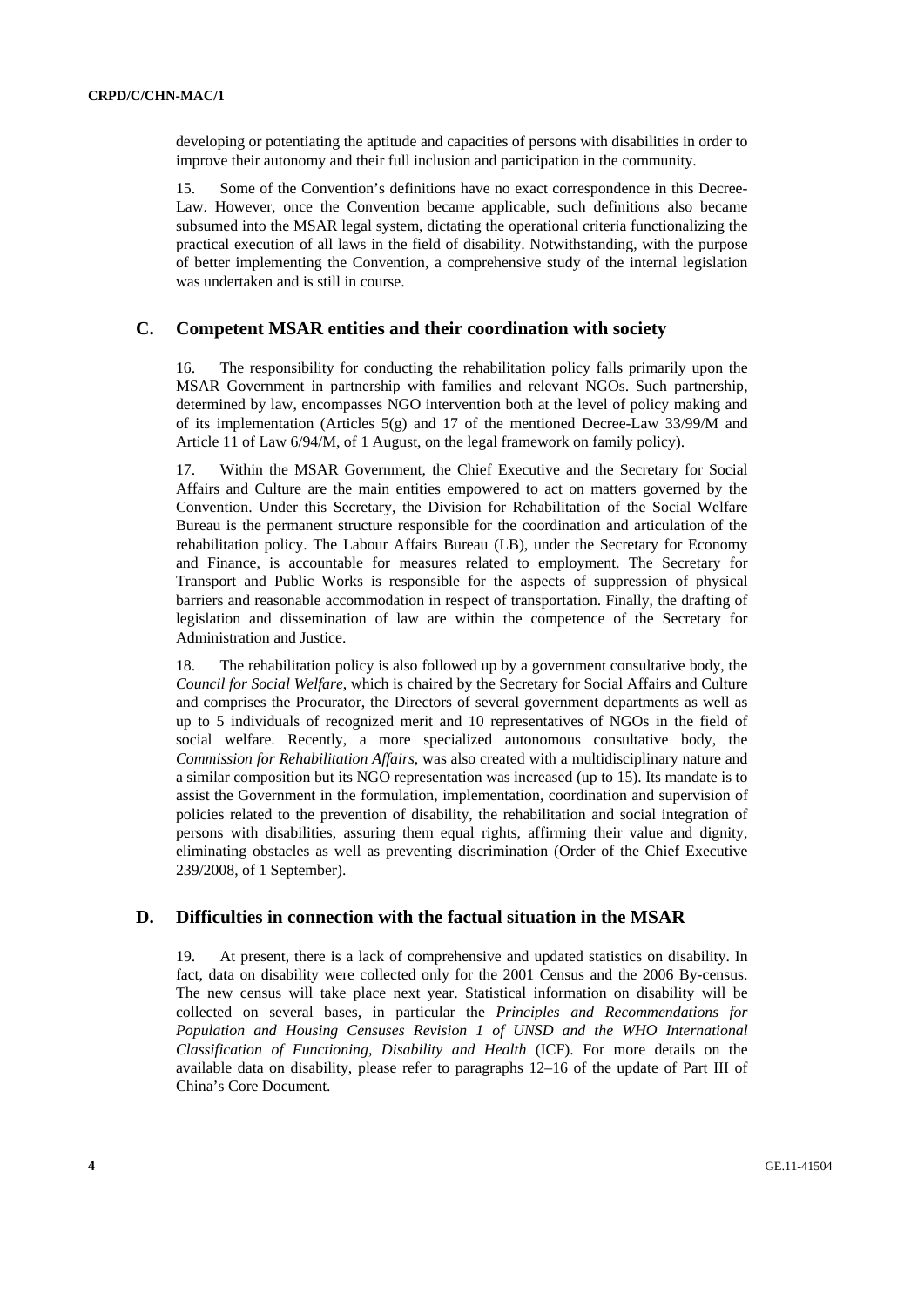developing or potentiating the aptitude and capacities of persons with disabilities in order to improve their autonomy and their full inclusion and participation in the community.

15. Some of the Convention's definitions have no exact correspondence in this Decree-Law. However, once the Convention became applicable, such definitions also became subsumed into the MSAR legal system, dictating the operational criteria functionalizing the practical execution of all laws in the field of disability. Notwithstanding, with the purpose of better implementing the Convention, a comprehensive study of the internal legislation was undertaken and is still in course.

## C. Competent MSAR entities and their coordination with society

16. The responsibility for conducting the rehabilitation policy falls primarily upon the MSAR Government in partnership with families and relevant NGOs. Such partnership, determined by law, encompasses NGO intervention both at the level of policy making and of its implementation (Articles 5(g) and 17 of the mentioned Decree-Law 33/99/M and Article 11 of Law 6/94/M, of 1 August, on the legal framework on family policy).

17. Within the MSAR Government, the Chief Executive and the Secretary for Social Affairs and Culture are the main entities empowered to act on matters governed by the Convention. Under this Secretary, the Division for Rehabilitation of the Social Welfare Bureau is the permanent structure responsible for the coordination and articulation of the rehabilitation policy. The Labour Affairs Bureau (LB), under the Secretary for Economy and Finance, is accountable for measures related to employment. The Secretary for Transport and Public Works is responsible for the aspects of suppression of physical barriers and reasonable accommodation in respect of transportation. Finally, the drafting of legislation and dissemination of law are within the competence of the Secretary for Administration and Justice.

18. The rehabilitation policy is also followed up by a government consultative body, the *Council for Social Welfare*, which is chaired by the Secretary for Social Affairs and Culture and comprises the Procurator, the Directors of several government departments as well as up to 5 individuals of recognized merit and 10 representatives of NGOs in the field of social welfare. Recently, a more specialized autonomous consultative body, the *Commission for Rehabilitation Affairs*, was also created with a multidisciplinary nature and a similar composition but its NGO representation was increased (up to 15). Its mandate is to assist the Government in the formulation, implementation, coordination and supervision of policies related to the prevention of disability, the rehabilitation and social integration of persons with disabilities, assuring them equal rights, affirming their value and dignity, eliminating obstacles as well as preventing discrimination (Order of the Chief Executive 239/2008, of 1 September).

## D. Difficulties in connection with the factual situation in the MSAR

19. At present, there is a lack of comprehensive and updated statistics on disability. In fact, data on disability were collected only for the 2001 Census and the 2006 By-census. The new census will take place next year. Statistical information on disability will be collected on several bases, in particular the *Principles and Recommendations for Population and Housing Censuses Revision 1 of UNSD and the WHO International Classification of Functioning, Disability and Health* (ICF). For more details on the available data on disability, please refer to paragraphs 12–16 of the update of Part III of China's Core Document.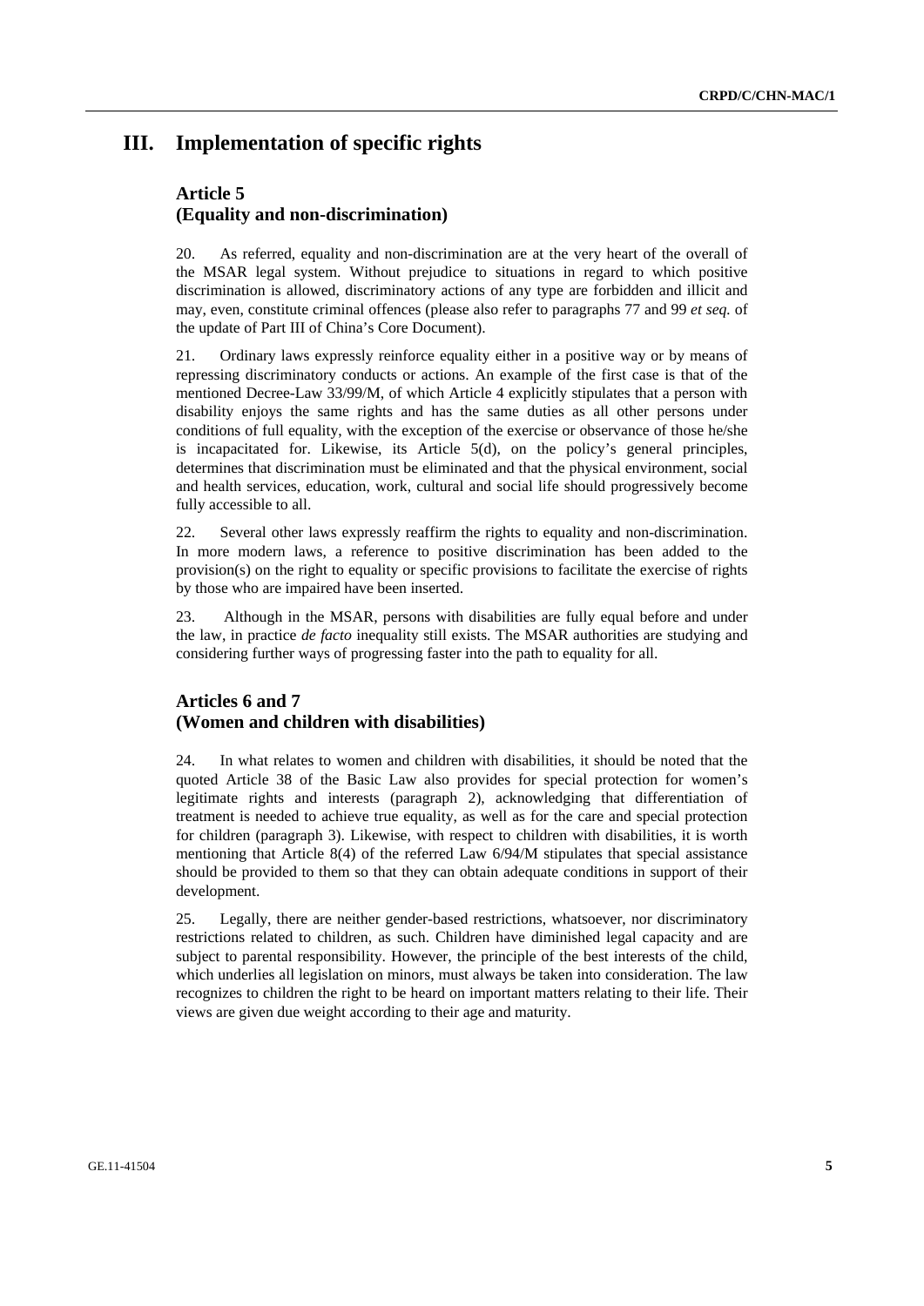# III. Implementation of specific rights

## Article 5
## (Equality and non-discrimination)

20. As referred, equality and non-discrimination are at the very heart of the overall of the MSAR legal system. Without prejudice to situations in regard to which positive discrimination is allowed, discriminatory actions of any type are forbidden and illicit and may, even, constitute criminal offences (please also refer to paragraphs 77 and 99 *et seq.* of the update of Part III of China's Core Document).

21. Ordinary laws expressly reinforce equality either in a positive way or by means of repressing discriminatory conducts or actions. An example of the first case is that of the mentioned Decree-Law 33/99/M, of which Article 4 explicitly stipulates that a person with disability enjoys the same rights and has the same duties as all other persons under conditions of full equality, with the exception of the exercise or observance of those he/she is incapacitated for. Likewise, its Article 5(d), on the policy's general principles, determines that discrimination must be eliminated and that the physical environment, social and health services, education, work, cultural and social life should progressively become fully accessible to all.

22. Several other laws expressly reaffirm the rights to equality and non-discrimination. In more modern laws, a reference to positive discrimination has been added to the provision(s) on the right to equality or specific provisions to facilitate the exercise of rights by those who are impaired have been inserted.

23. Although in the MSAR, persons with disabilities are fully equal before and under the law, in practice *de facto* inequality still exists. The MSAR authorities are studying and considering further ways of progressing faster into the path to equality for all.

## Articles 6 and 7
## (Women and children with disabilities)

24. In what relates to women and children with disabilities, it should be noted that the quoted Article 38 of the Basic Law also provides for special protection for women's legitimate rights and interests (paragraph 2), acknowledging that differentiation of treatment is needed to achieve true equality, as well as for the care and special protection for children (paragraph 3). Likewise, with respect to children with disabilities, it is worth mentioning that Article 8(4) of the referred Law 6/94/M stipulates that special assistance should be provided to them so that they can obtain adequate conditions in support of their development.

25. Legally, there are neither gender-based restrictions, whatsoever, nor discriminatory restrictions related to children, as such. Children have diminished legal capacity and are subject to parental responsibility. However, the principle of the best interests of the child, which underlies all legislation on minors, must always be taken into consideration. The law recognizes to children the right to be heard on important matters relating to their life. Their views are given due weight according to their age and maturity.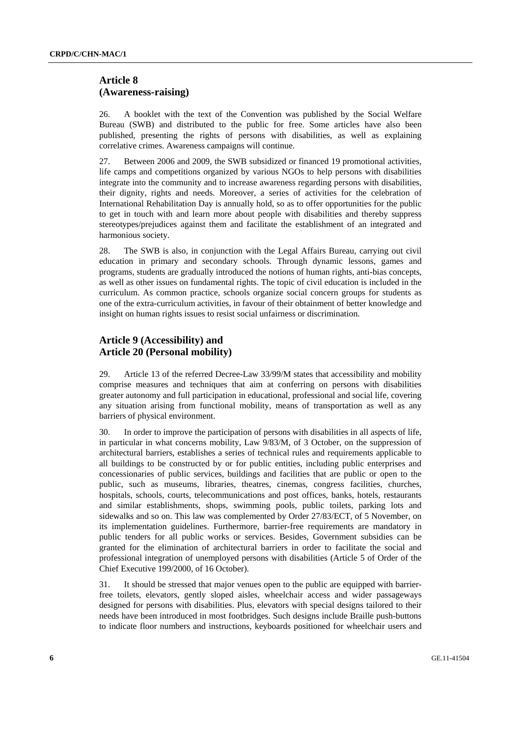## Article 8 (Awareness-raising)

26. A booklet with the text of the Convention was published by the Social Welfare Bureau (SWB) and distributed to the public for free. Some articles have also been published, presenting the rights of persons with disabilities, as well as explaining correlative crimes. Awareness campaigns will continue.

27. Between 2006 and 2009, the SWB subsidized or financed 19 promotional activities, life camps and competitions organized by various NGOs to help persons with disabilities integrate into the community and to increase awareness regarding persons with disabilities, their dignity, rights and needs. Moreover, a series of activities for the celebration of International Rehabilitation Day is annually hold, so as to offer opportunities for the public to get in touch with and learn more about people with disabilities and thereby suppress stereotypes/prejudices against them and facilitate the establishment of an integrated and harmonious society.

28. The SWB is also, in conjunction with the Legal Affairs Bureau, carrying out civil education in primary and secondary schools. Through dynamic lessons, games and programs, students are gradually introduced the notions of human rights, anti-bias concepts, as well as other issues on fundamental rights. The topic of civil education is included in the curriculum. As common practice, schools organize social concern groups for students as one of the extra-curriculum activities, in favour of their obtainment of better knowledge and insight on human rights issues to resist social unfairness or discrimination.

## Article 9 (Accessibility) and Article 20 (Personal mobility)

29. Article 13 of the referred Decree-Law 33/99/M states that accessibility and mobility comprise measures and techniques that aim at conferring on persons with disabilities greater autonomy and full participation in educational, professional and social life, covering any situation arising from functional mobility, means of transportation as well as any barriers of physical environment.

30. In order to improve the participation of persons with disabilities in all aspects of life, in particular in what concerns mobility, Law 9/83/M, of 3 October, on the suppression of architectural barriers, establishes a series of technical rules and requirements applicable to all buildings to be constructed by or for public entities, including public enterprises and concessionaries of public services, buildings and facilities that are public or open to the public, such as museums, libraries, theatres, cinemas, congress facilities, churches, hospitals, schools, courts, telecommunications and post offices, banks, hotels, restaurants and similar establishments, shops, swimming pools, public toilets, parking lots and sidewalks and so on. This law was complemented by Order 27/83/ECT, of 5 November, on its implementation guidelines. Furthermore, barrier-free requirements are mandatory in public tenders for all public works or services. Besides, Government subsidies can be granted for the elimination of architectural barriers in order to facilitate the social and professional integration of unemployed persons with disabilities (Article 5 of Order of the Chief Executive 199/2000, of 16 October).

31. It should be stressed that major venues open to the public are equipped with barrier-free toilets, elevators, gently sloped aisles, wheelchair access and wider passageways designed for persons with disabilities. Plus, elevators with special designs tailored to their needs have been introduced in most footbridges. Such designs include Braille push-buttons to indicate floor numbers and instructions, keyboards positioned for wheelchair users and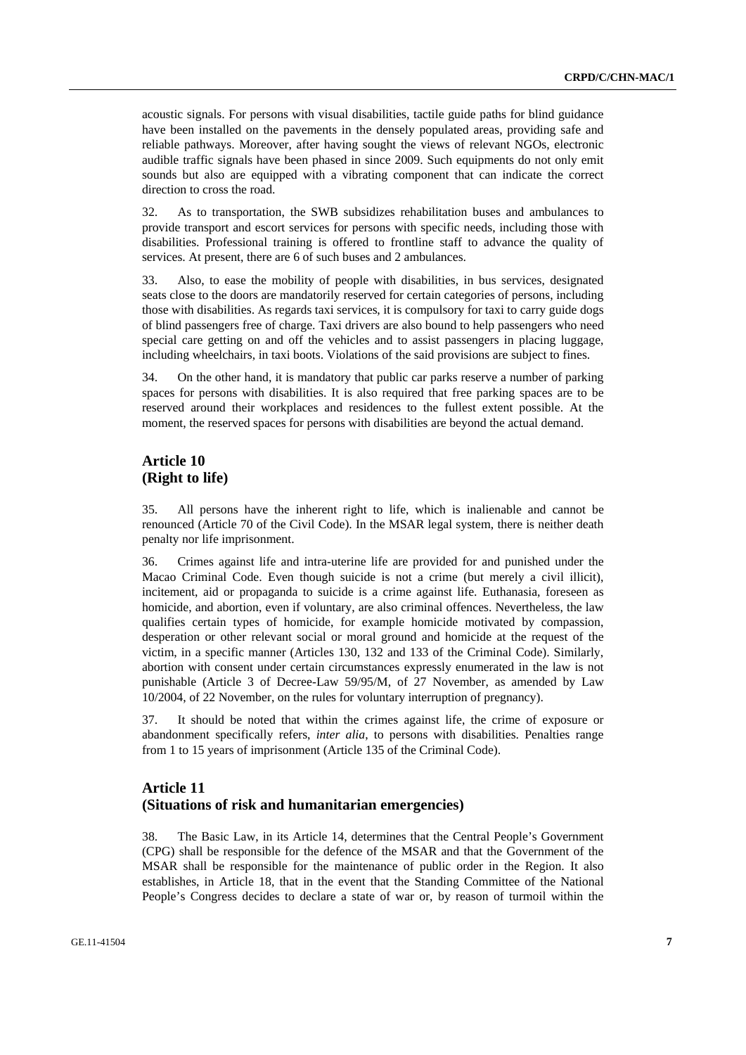acoustic signals. For persons with visual disabilities, tactile guide paths for blind guidance have been installed on the pavements in the densely populated areas, providing safe and reliable pathways. Moreover, after having sought the views of relevant NGOs, electronic audible traffic signals have been phased in since 2009. Such equipments do not only emit sounds but also are equipped with a vibrating component that can indicate the correct direction to cross the road.

32. As to transportation, the SWB subsidizes rehabilitation buses and ambulances to provide transport and escort services for persons with specific needs, including those with disabilities. Professional training is offered to frontline staff to advance the quality of services. At present, there are 6 of such buses and 2 ambulances.

33. Also, to ease the mobility of people with disabilities, in bus services, designated seats close to the doors are mandatorily reserved for certain categories of persons, including those with disabilities. As regards taxi services, it is compulsory for taxi to carry guide dogs of blind passengers free of charge. Taxi drivers are also bound to help passengers who need special care getting on and off the vehicles and to assist passengers in placing luggage, including wheelchairs, in taxi boots. Violations of the said provisions are subject to fines.

34. On the other hand, it is mandatory that public car parks reserve a number of parking spaces for persons with disabilities. It is also required that free parking spaces are to be reserved around their workplaces and residences to the fullest extent possible. At the moment, the reserved spaces for persons with disabilities are beyond the actual demand.

## Article 10
## (Right to life)

35. All persons have the inherent right to life, which is inalienable and cannot be renounced (Article 70 of the Civil Code). In the MSAR legal system, there is neither death penalty nor life imprisonment.

36. Crimes against life and intra-uterine life are provided for and punished under the Macao Criminal Code. Even though suicide is not a crime (but merely a civil illicit), incitement, aid or propaganda to suicide is a crime against life. Euthanasia, foreseen as homicide, and abortion, even if voluntary, are also criminal offences. Nevertheless, the law qualifies certain types of homicide, for example homicide motivated by compassion, desperation or other relevant social or moral ground and homicide at the request of the victim, in a specific manner (Articles 130, 132 and 133 of the Criminal Code). Similarly, abortion with consent under certain circumstances expressly enumerated in the law is not punishable (Article 3 of Decree-Law 59/95/M, of 27 November, as amended by Law 10/2004, of 22 November, on the rules for voluntary interruption of pregnancy).

37. It should be noted that within the crimes against life, the crime of exposure or abandonment specifically refers, *inter alia*, to persons with disabilities. Penalties range from 1 to 15 years of imprisonment (Article 135 of the Criminal Code).

## Article 11
## (Situations of risk and humanitarian emergencies)

38. The Basic Law, in its Article 14, determines that the Central People's Government (CPG) shall be responsible for the defence of the MSAR and that the Government of the MSAR shall be responsible for the maintenance of public order in the Region. It also establishes, in Article 18, that in the event that the Standing Committee of the National People's Congress decides to declare a state of war or, by reason of turmoil within the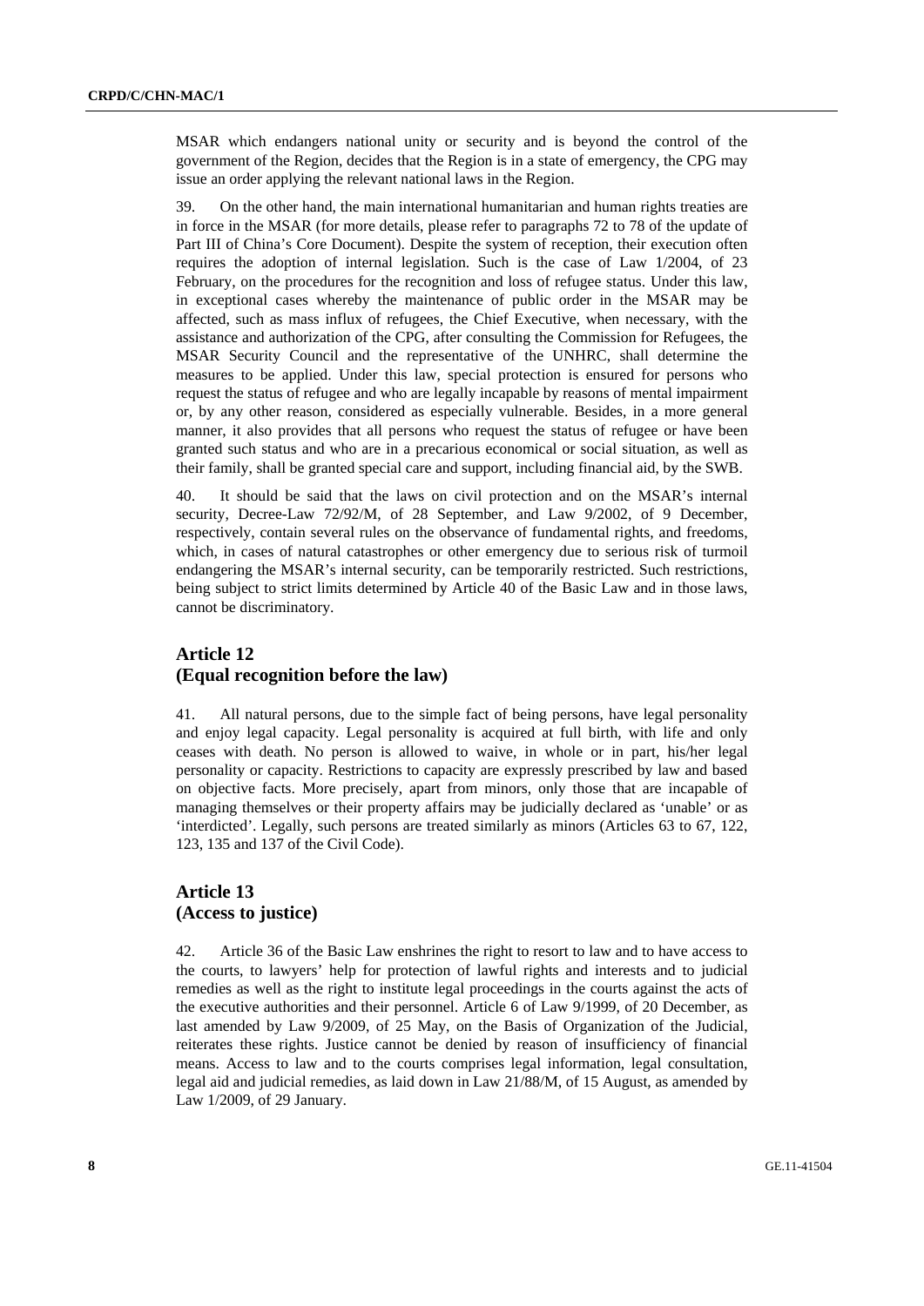MSAR which endangers national unity or security and is beyond the control of the government of the Region, decides that the Region is in a state of emergency, the CPG may issue an order applying the relevant national laws in the Region.

39. On the other hand, the main international humanitarian and human rights treaties are in force in the MSAR (for more details, please refer to paragraphs 72 to 78 of the update of Part III of China's Core Document). Despite the system of reception, their execution often requires the adoption of internal legislation. Such is the case of Law 1/2004, of 23 February, on the procedures for the recognition and loss of refugee status. Under this law, in exceptional cases whereby the maintenance of public order in the MSAR may be affected, such as mass influx of refugees, the Chief Executive, when necessary, with the assistance and authorization of the CPG, after consulting the Commission for Refugees, the MSAR Security Council and the representative of the UNHRC, shall determine the measures to be applied. Under this law, special protection is ensured for persons who request the status of refugee and who are legally incapable by reasons of mental impairment or, by any other reason, considered as especially vulnerable. Besides, in a more general manner, it also provides that all persons who request the status of refugee or have been granted such status and who are in a precarious economical or social situation, as well as their family, shall be granted special care and support, including financial aid, by the SWB.

40. It should be said that the laws on civil protection and on the MSAR's internal security, Decree-Law 72/92/M, of 28 September, and Law 9/2002, of 9 December, respectively, contain several rules on the observance of fundamental rights, and freedoms, which, in cases of natural catastrophes or other emergency due to serious risk of turmoil endangering the MSAR's internal security, can be temporarily restricted. Such restrictions, being subject to strict limits determined by Article 40 of the Basic Law and in those laws, cannot be discriminatory.

## Article 12
## (Equal recognition before the law)

41. All natural persons, due to the simple fact of being persons, have legal personality and enjoy legal capacity. Legal personality is acquired at full birth, with life and only ceases with death. No person is allowed to waive, in whole or in part, his/her legal personality or capacity. Restrictions to capacity are expressly prescribed by law and based on objective facts. More precisely, apart from minors, only those that are incapable of managing themselves or their property affairs may be judicially declared as 'unable' or as 'interdicted'. Legally, such persons are treated similarly as minors (Articles 63 to 67, 122, 123, 135 and 137 of the Civil Code).

## Article 13
## (Access to justice)

42. Article 36 of the Basic Law enshrines the right to resort to law and to have access to the courts, to lawyers' help for protection of lawful rights and interests and to judicial remedies as well as the right to institute legal proceedings in the courts against the acts of the executive authorities and their personnel. Article 6 of Law 9/1999, of 20 December, as last amended by Law 9/2009, of 25 May, on the Basis of Organization of the Judicial, reiterates these rights. Justice cannot be denied by reason of insufficiency of financial means. Access to law and to the courts comprises legal information, legal consultation, legal aid and judicial remedies, as laid down in Law 21/88/M, of 15 August, as amended by Law 1/2009, of 29 January.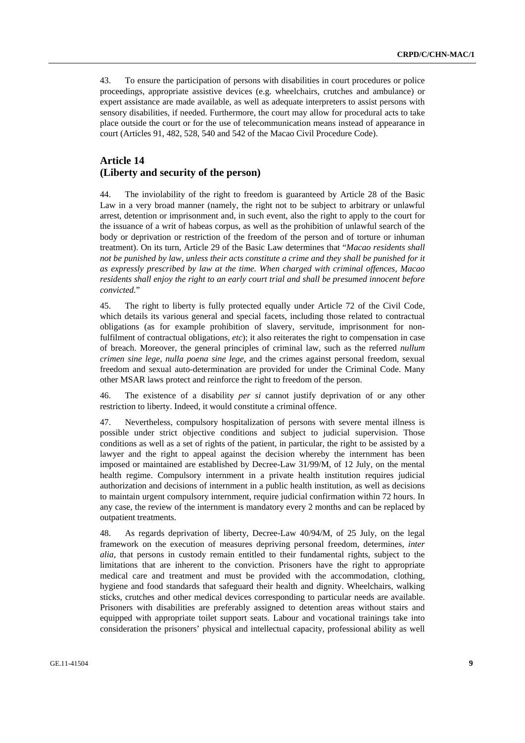43. To ensure the participation of persons with disabilities in court procedures or police proceedings, appropriate assistive devices (e.g. wheelchairs, crutches and ambulance) or expert assistance are made available, as well as adequate interpreters to assist persons with sensory disabilities, if needed. Furthermore, the court may allow for procedural acts to take place outside the court or for the use of telecommunication means instead of appearance in court (Articles 91, 482, 528, 540 and 542 of the Macao Civil Procedure Code).

## Article 14
## (Liberty and security of the person)

44. The inviolability of the right to freedom is guaranteed by Article 28 of the Basic Law in a very broad manner (namely, the right not to be subject to arbitrary or unlawful arrest, detention or imprisonment and, in such event, also the right to apply to the court for the issuance of a writ of habeas corpus, as well as the prohibition of unlawful search of the body or deprivation or restriction of the freedom of the person and of torture or inhuman treatment). On its turn, Article 29 of the Basic Law determines that "*Macao residents shall not be punished by law, unless their acts constitute a crime and they shall be punished for it as expressly prescribed by law at the time. When charged with criminal offences, Macao residents shall enjoy the right to an early court trial and shall be presumed innocent before convicted.*"

45. The right to liberty is fully protected equally under Article 72 of the Civil Code, which details its various general and special facets, including those related to contractual obligations (as for example prohibition of slavery, servitude, imprisonment for non-fulfilment of contractual obligations, *etc*); it also reiterates the right to compensation in case of breach. Moreover, the general principles of criminal law, such as the referred *nullum crimen sine lege, nulla poena sine lege*, and the crimes against personal freedom, sexual freedom and sexual auto-determination are provided for under the Criminal Code. Many other MSAR laws protect and reinforce the right to freedom of the person.

46. The existence of a disability *per si* cannot justify deprivation of or any other restriction to liberty. Indeed, it would constitute a criminal offence.

47. Nevertheless, compulsory hospitalization of persons with severe mental illness is possible under strict objective conditions and subject to judicial supervision. Those conditions as well as a set of rights of the patient, in particular, the right to be assisted by a lawyer and the right to appeal against the decision whereby the internment has been imposed or maintained are established by Decree-Law 31/99/M, of 12 July, on the mental health regime. Compulsory internment in a private health institution requires judicial authorization and decisions of internment in a public health institution, as well as decisions to maintain urgent compulsory internment, require judicial confirmation within 72 hours. In any case, the review of the internment is mandatory every 2 months and can be replaced by outpatient treatments.

48. As regards deprivation of liberty, Decree-Law 40/94/M, of 25 July, on the legal framework on the execution of measures depriving personal freedom, determines, *inter alia*, that persons in custody remain entitled to their fundamental rights, subject to the limitations that are inherent to the conviction. Prisoners have the right to appropriate medical care and treatment and must be provided with the accommodation, clothing, hygiene and food standards that safeguard their health and dignity. Wheelchairs, walking sticks, crutches and other medical devices corresponding to particular needs are available. Prisoners with disabilities are preferably assigned to detention areas without stairs and equipped with appropriate toilet support seats. Labour and vocational trainings take into consideration the prisoners' physical and intellectual capacity, professional ability as well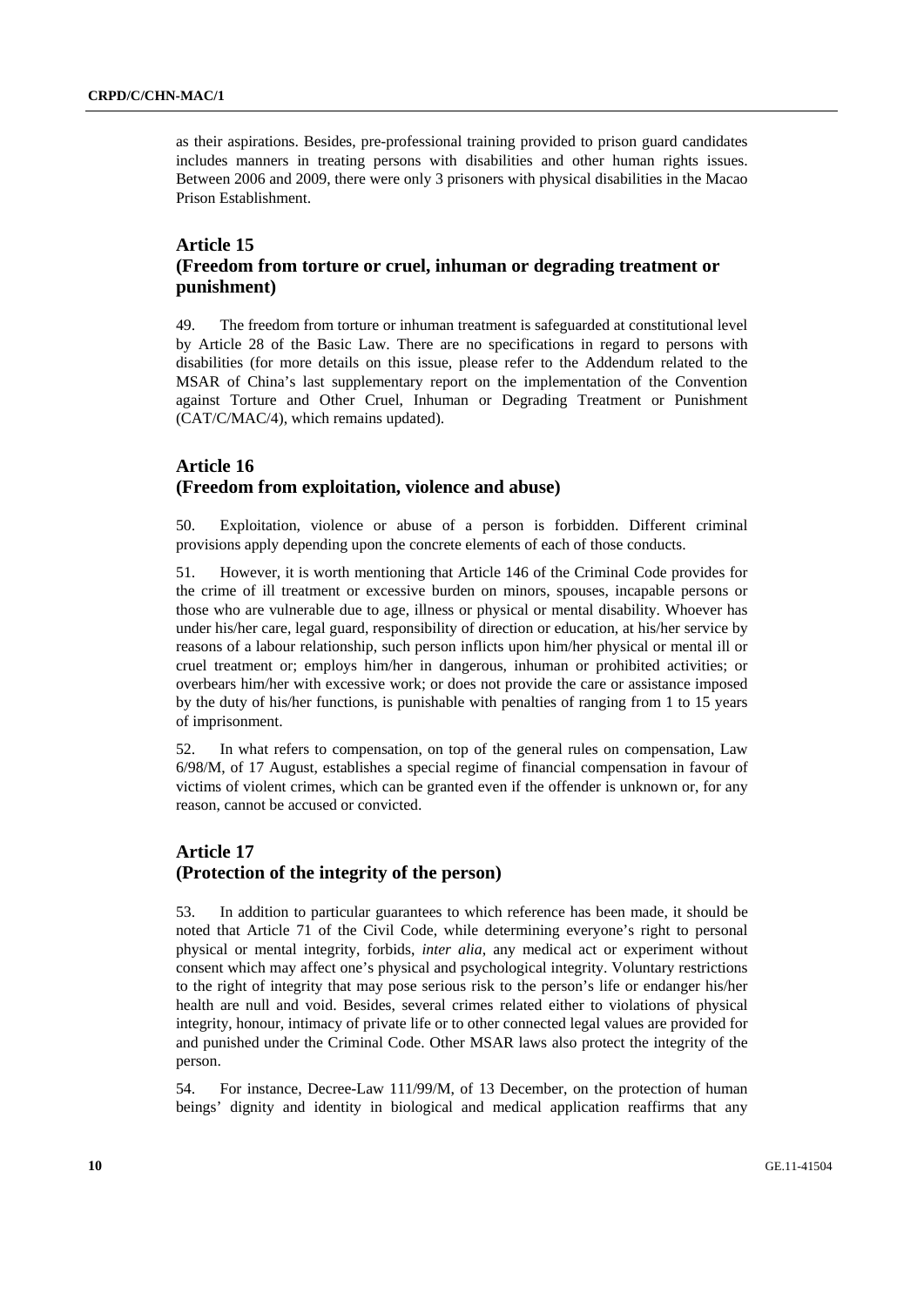as their aspirations. Besides, pre-professional training provided to prison guard candidates includes manners in treating persons with disabilities and other human rights issues. Between 2006 and 2009, there were only 3 prisoners with physical disabilities in the Macao Prison Establishment.

## Article 15
## (Freedom from torture or cruel, inhuman or degrading treatment or punishment)

49. The freedom from torture or inhuman treatment is safeguarded at constitutional level by Article 28 of the Basic Law. There are no specifications in regard to persons with disabilities (for more details on this issue, please refer to the Addendum related to the MSAR of China's last supplementary report on the implementation of the Convention against Torture and Other Cruel, Inhuman or Degrading Treatment or Punishment (CAT/C/MAC/4), which remains updated).

## Article 16
## (Freedom from exploitation, violence and abuse)

50. Exploitation, violence or abuse of a person is forbidden. Different criminal provisions apply depending upon the concrete elements of each of those conducts.

51. However, it is worth mentioning that Article 146 of the Criminal Code provides for the crime of ill treatment or excessive burden on minors, spouses, incapable persons or those who are vulnerable due to age, illness or physical or mental disability. Whoever has under his/her care, legal guard, responsibility of direction or education, at his/her service by reasons of a labour relationship, such person inflicts upon him/her physical or mental ill or cruel treatment or; employs him/her in dangerous, inhuman or prohibited activities; or overbears him/her with excessive work; or does not provide the care or assistance imposed by the duty of his/her functions, is punishable with penalties of ranging from 1 to 15 years of imprisonment.

52. In what refers to compensation, on top of the general rules on compensation, Law 6/98/M, of 17 August, establishes a special regime of financial compensation in favour of victims of violent crimes, which can be granted even if the offender is unknown or, for any reason, cannot be accused or convicted.

## Article 17
## (Protection of the integrity of the person)

53. In addition to particular guarantees to which reference has been made, it should be noted that Article 71 of the Civil Code, while determining everyone's right to personal physical or mental integrity, forbids, *inter alia*, any medical act or experiment without consent which may affect one's physical and psychological integrity. Voluntary restrictions to the right of integrity that may pose serious risk to the person's life or endanger his/her health are null and void. Besides, several crimes related either to violations of physical integrity, honour, intimacy of private life or to other connected legal values are provided for and punished under the Criminal Code. Other MSAR laws also protect the integrity of the person.

54. For instance, Decree-Law 111/99/M, of 13 December, on the protection of human beings' dignity and identity in biological and medical application reaffirms that any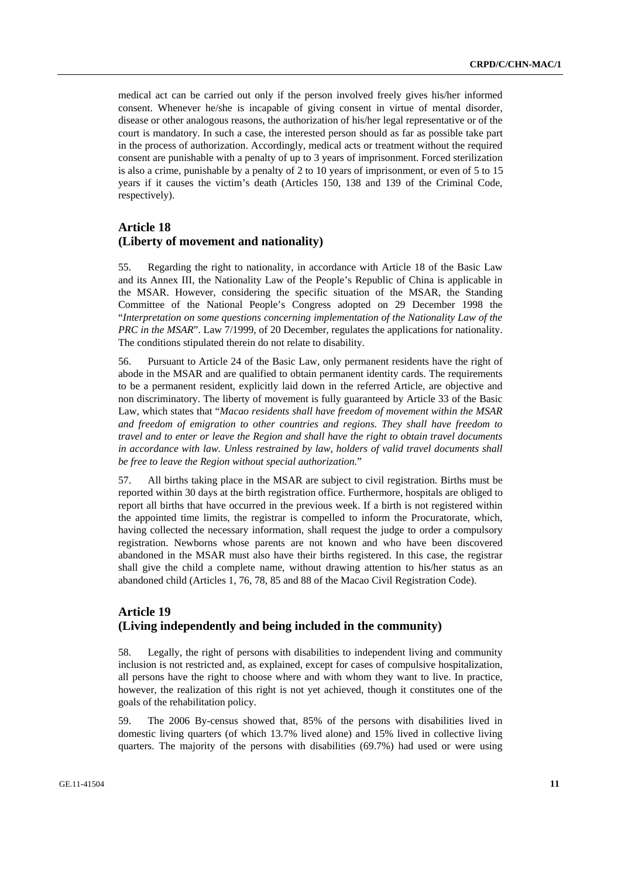medical act can be carried out only if the person involved freely gives his/her informed consent. Whenever he/she is incapable of giving consent in virtue of mental disorder, disease or other analogous reasons, the authorization of his/her legal representative or of the court is mandatory. In such a case, the interested person should as far as possible take part in the process of authorization. Accordingly, medical acts or treatment without the required consent are punishable with a penalty of up to 3 years of imprisonment. Forced sterilization is also a crime, punishable by a penalty of 2 to 10 years of imprisonment, or even of 5 to 15 years if it causes the victim's death (Articles 150, 138 and 139 of the Criminal Code, respectively).

## Article 18
## (Liberty of movement and nationality)

55. Regarding the right to nationality, in accordance with Article 18 of the Basic Law and its Annex III, the Nationality Law of the People's Republic of China is applicable in the MSAR. However, considering the specific situation of the MSAR, the Standing Committee of the National People's Congress adopted on 29 December 1998 the "*Interpretation on some questions concerning implementation of the Nationality Law of the PRC in the MSAR*". Law 7/1999, of 20 December, regulates the applications for nationality. The conditions stipulated therein do not relate to disability.

56. Pursuant to Article 24 of the Basic Law, only permanent residents have the right of abode in the MSAR and are qualified to obtain permanent identity cards. The requirements to be a permanent resident, explicitly laid down in the referred Article, are objective and non discriminatory. The liberty of movement is fully guaranteed by Article 33 of the Basic Law, which states that "*Macao residents shall have freedom of movement within the MSAR and freedom of emigration to other countries and regions. They shall have freedom to travel and to enter or leave the Region and shall have the right to obtain travel documents in accordance with law. Unless restrained by law, holders of valid travel documents shall be free to leave the Region without special authorization.*"

57. All births taking place in the MSAR are subject to civil registration. Births must be reported within 30 days at the birth registration office. Furthermore, hospitals are obliged to report all births that have occurred in the previous week. If a birth is not registered within the appointed time limits, the registrar is compelled to inform the Procuratorate, which, having collected the necessary information, shall request the judge to order a compulsory registration. Newborns whose parents are not known and who have been discovered abandoned in the MSAR must also have their births registered. In this case, the registrar shall give the child a complete name, without drawing attention to his/her status as an abandoned child (Articles 1, 76, 78, 85 and 88 of the Macao Civil Registration Code).

## Article 19
## (Living independently and being included in the community)

58. Legally, the right of persons with disabilities to independent living and community inclusion is not restricted and, as explained, except for cases of compulsive hospitalization, all persons have the right to choose where and with whom they want to live. In practice, however, the realization of this right is not yet achieved, though it constitutes one of the goals of the rehabilitation policy.

59. The 2006 By-census showed that, 85% of the persons with disabilities lived in domestic living quarters (of which 13.7% lived alone) and 15% lived in collective living quarters. The majority of the persons with disabilities (69.7%) had used or were using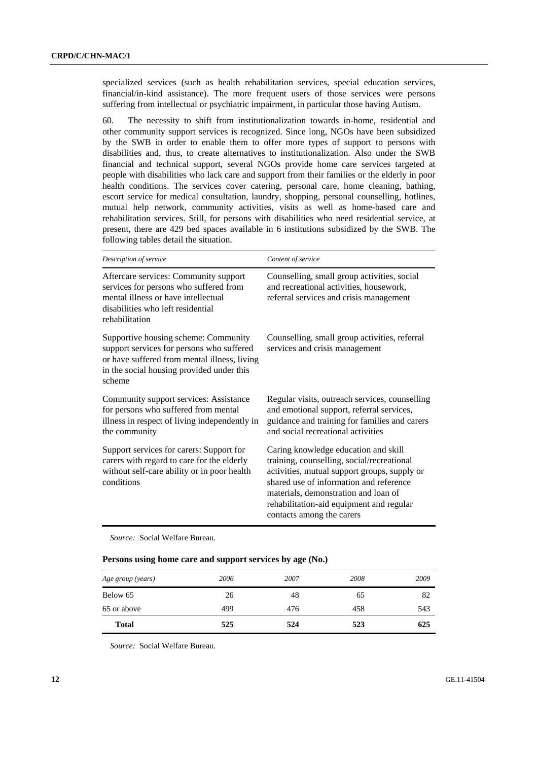specialized services (such as health rehabilitation services, special education services, financial/in-kind assistance). The more frequent users of those services were persons suffering from intellectual or psychiatric impairment, in particular those having Autism.

60. The necessity to shift from institutionalization towards in-home, residential and other community support services is recognized. Since long, NGOs have been subsidized by the SWB in order to enable them to offer more types of support to persons with disabilities and, thus, to create alternatives to institutionalization. Also under the SWB financial and technical support, several NGOs provide home care services targeted at people with disabilities who lack care and support from their families or the elderly in poor health conditions. The services cover catering, personal care, home cleaning, bathing, escort service for medical consultation, laundry, shopping, personal counselling, hotlines, mutual help network, community activities, visits as well as home-based care and rehabilitation services. Still, for persons with disabilities who need residential service, at present, there are 429 bed spaces available in 6 institutions subsidized by the SWB. The following tables detail the situation.

| *Description of service* | *Content of service* |
|---|---|
| Aftercare services: Community support services for persons who suffered from mental illness or have intellectual disabilities who left residential rehabilitation | Counselling, small group activities, social and recreational activities, housework, referral services and crisis management |
| Supportive housing scheme: Community support services for persons who suffered or have suffered from mental illness, living in the social housing provided under this scheme | Counselling, small group activities, referral services and crisis management |
| Community support services: Assistance for persons who suffered from mental illness in respect of living independently in the community | Regular visits, outreach services, counselling and emotional support, referral services, guidance and training for families and carers and social recreational activities |
| Support services for carers: Support for carers with regard to care for the elderly without self-care ability or in poor health conditions | Caring knowledge education and skill training, counselling, social/recreational activities, mutual support groups, supply or shared use of information and reference materials, demonstration and loan of rehabilitation-aid equipment and regular contacts among the carers |

*Source:* Social Welfare Bureau.

**Persons using home care and support services by age (No.)**

| *Age group (years)* | *2006* | *2007* | *2008* | *2009* |
|---|---|---|---|---|
| Below 65 | 26 | 48 | 65 | 82 |
| 65 or above | 499 | 476 | 458 | 543 |
| **Total** | **525** | **524** | **523** | **625** |

*Source:* Social Welfare Bureau.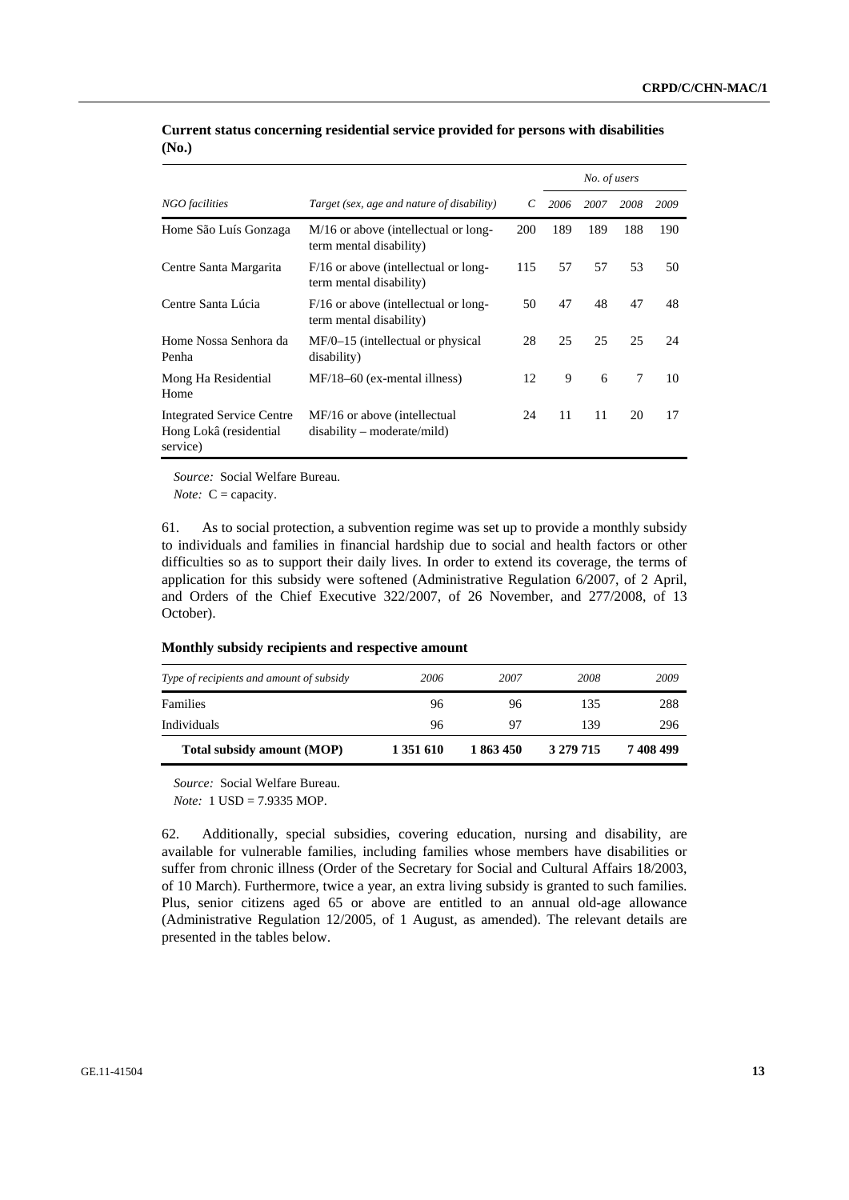**Current status concerning residential service provided for persons with disabilities (No.)**

| NGO facilities | Target (sex, age and nature of disability) | C | No. of users | | | |
|---|---|---|---|---|---|---|
| | | | 2006 | 2007 | 2008 | 2009 |
| Home São Luís Gonzaga | M/16 or above (intellectual or long-term mental disability) | 200 | 189 | 189 | 188 | 190 |
| Centre Santa Margarita | F/16 or above (intellectual or long-term mental disability) | 115 | 57 | 57 | 53 | 50 |
| Centre Santa Lúcia | F/16 or above (intellectual or long-term mental disability) | 50 | 47 | 48 | 47 | 48 |
| Home Nossa Senhora da Penha | MF/0–15 (intellectual or physical disability) | 28 | 25 | 25 | 25 | 24 |
| Mong Ha Residential Home | MF/18–60 (ex-mental illness) | 12 | 9 | 6 | 7 | 10 |
| Integrated Service Centre Hong Lokâ (residential service) | MF/16 or above (intellectual disability – moderate/mild) | 24 | 11 | 11 | 20 | 17 |

*Source:* Social Welfare Bureau.

*Note:* C = capacity.

61. As to social protection, a subvention regime was set up to provide a monthly subsidy to individuals and families in financial hardship due to social and health factors or other difficulties so as to support their daily lives. In order to extend its coverage, the terms of application for this subsidy were softened (Administrative Regulation 6/2007, of 2 April, and Orders of the Chief Executive 322/2007, of 26 November, and 277/2008, of 13 October).

**Monthly subsidy recipients and respective amount**

| Type of recipients and amount of subsidy | 2006 | 2007 | 2008 | 2009 |
|---|---|---|---|---|
| Families | 96 | 96 | 135 | 288 |
| Individuals | 96 | 97 | 139 | 296 |
| **Total subsidy amount (MOP)** | **1 351 610** | **1 863 450** | **3 279 715** | **7 408 499** |

*Source:* Social Welfare Bureau.

*Note:* 1 USD = 7.9335 MOP.

62. Additionally, special subsidies, covering education, nursing and disability, are available for vulnerable families, including families whose members have disabilities or suffer from chronic illness (Order of the Secretary for Social and Cultural Affairs 18/2003, of 10 March). Furthermore, twice a year, an extra living subsidy is granted to such families. Plus, senior citizens aged 65 or above are entitled to an annual old-age allowance (Administrative Regulation 12/2005, of 1 August, as amended). The relevant details are presented in the tables below.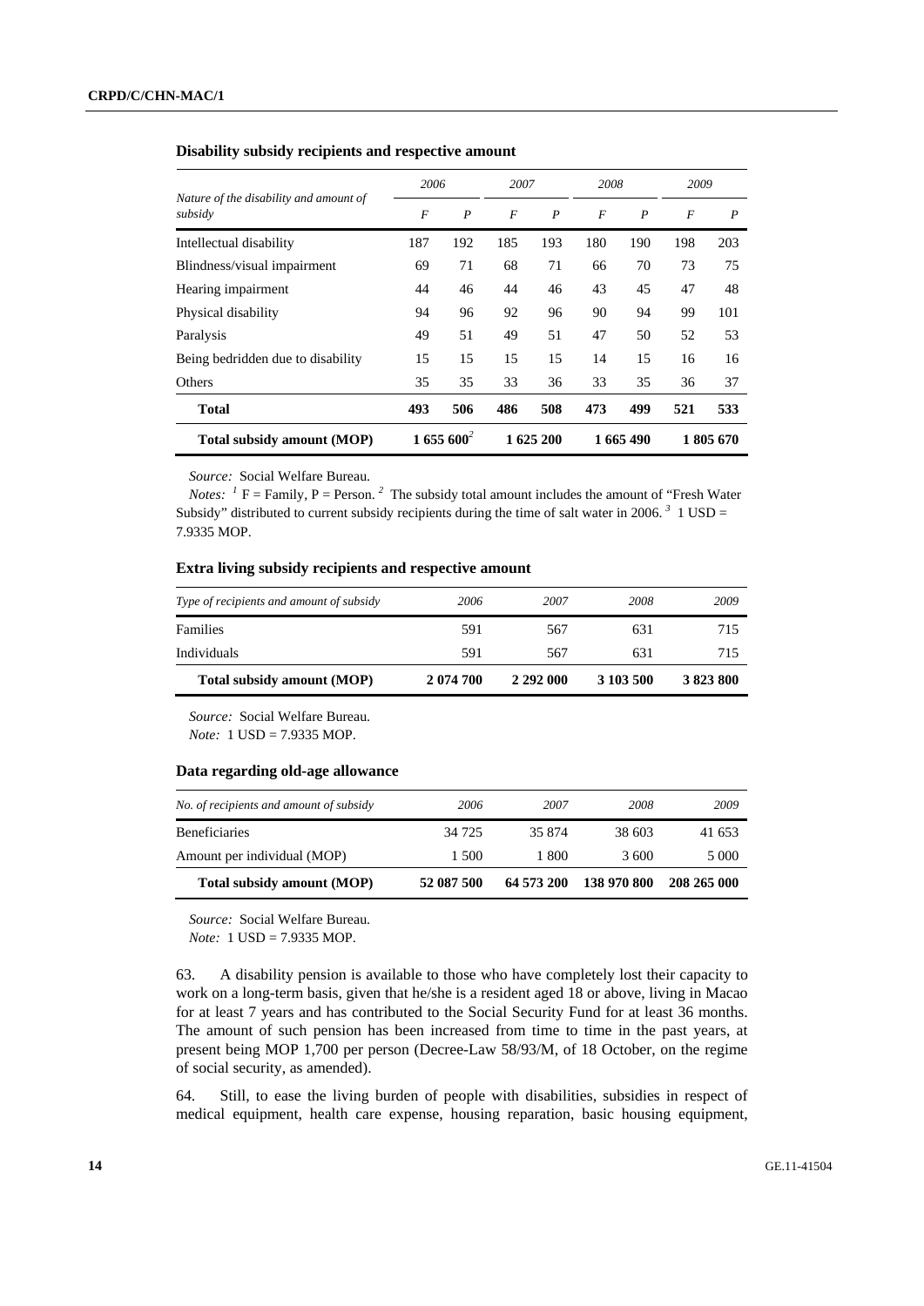**Disability subsidy recipients and respective amount**

| *Nature of the disability and amount of subsidy* | *2006* | | *2007* | | *2008* | | *2009* | |
|---|---|---|---|---|---|---|---|---|
| | *F* | *P* | *F* | *P* | *F* | *P* | *F* | *P* |
| Intellectual disability | 187 | 192 | 185 | 193 | 180 | 190 | 198 | 203 |
| Blindness/visual impairment | 69 | 71 | 68 | 71 | 66 | 70 | 73 | 75 |
| Hearing impairment | 44 | 46 | 44 | 46 | 43 | 45 | 47 | 48 |
| Physical disability | 94 | 96 | 92 | 96 | 90 | 94 | 99 | 101 |
| Paralysis | 49 | 51 | 49 | 51 | 47 | 50 | 52 | 53 |
| Being bedridden due to disability | 15 | 15 | 15 | 15 | 14 | 15 | 16 | 16 |
| Others | 35 | 35 | 33 | 36 | 33 | 35 | 36 | 37 |
| **Total** | **493** | **506** | **486** | **508** | **473** | **499** | **521** | **533** |
| **Total subsidy amount (MOP)** | **1 655 600**[2] | | **1 625 200** | | **1 665 490** | | **1 805 670** | |

*Source:* Social Welfare Bureau.

*Notes:* [1] F = Family, P = Person. [2] The subsidy total amount includes the amount of "Fresh Water Subsidy" distributed to current subsidy recipients during the time of salt water in 2006. [3] 1 USD = 7.9335 MOP.

**Extra living subsidy recipients and respective amount**

| *Type of recipients and amount of subsidy* | *2006* | *2007* | *2008* | *2009* |
|---|---|---|---|---|
| Families | 591 | 567 | 631 | 715 |
| Individuals | 591 | 567 | 631 | 715 |
| **Total subsidy amount (MOP)** | **2 074 700** | **2 292 000** | **3 103 500** | **3 823 800** |

*Source:* Social Welfare Bureau.

*Note:* 1 USD = 7.9335 MOP.

**Data regarding old-age allowance**

| *No. of recipients and amount of subsidy* | *2006* | *2007* | *2008* | *2009* |
|---|---|---|---|---|
| Beneficiaries | 34 725 | 35 874 | 38 603 | 41 653 |
| Amount per individual (MOP) | 1 500 | 1 800 | 3 600 | 5 000 |
| **Total subsidy amount (MOP)** | **52 087 500** | **64 573 200** | **138 970 800** | **208 265 000** |

*Source:* Social Welfare Bureau.

*Note:* 1 USD = 7.9335 MOP.

63. A disability pension is available to those who have completely lost their capacity to work on a long-term basis, given that he/she is a resident aged 18 or above, living in Macao for at least 7 years and has contributed to the Social Security Fund for at least 36 months. The amount of such pension has been increased from time to time in the past years, at present being MOP 1,700 per person (Decree-Law 58/93/M, of 18 October, on the regime of social security, as amended).

64. Still, to ease the living burden of people with disabilities, subsidies in respect of medical equipment, health care expense, housing reparation, basic housing equipment,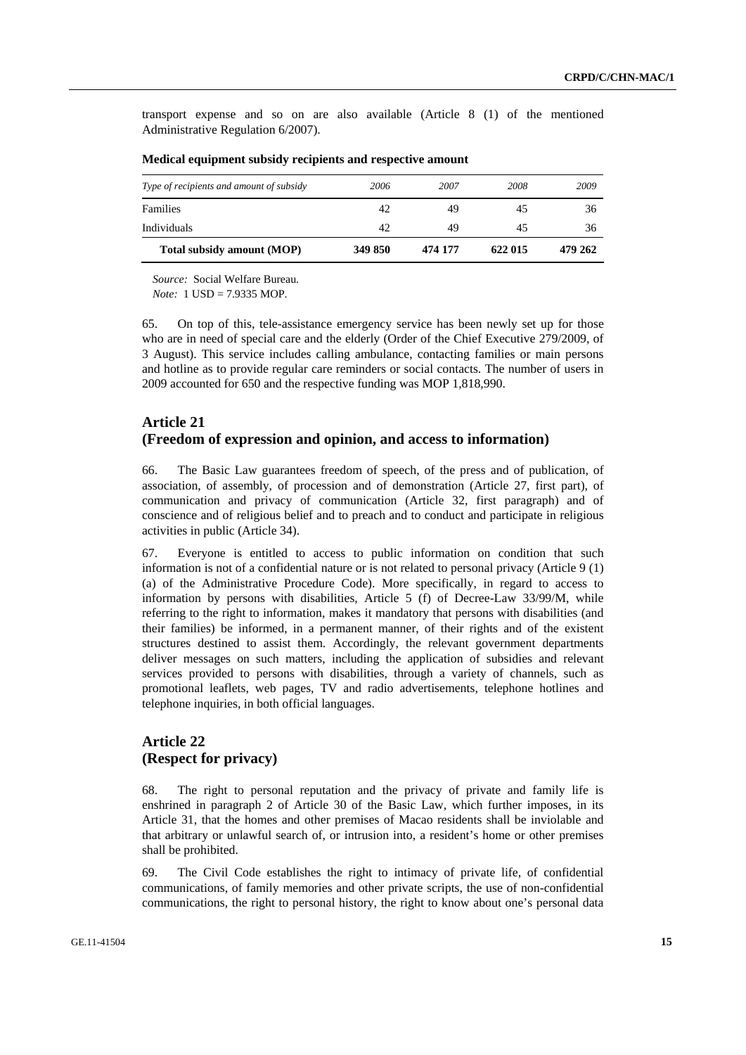transport expense and so on are also available (Article 8 (1) of the mentioned Administrative Regulation 6/2007).

**Medical equipment subsidy recipients and respective amount**

| *Type of recipients and amount of subsidy* | *2006* | *2007* | *2008* | *2009* |
|---|---|---|---|---|
| Families | 42 | 49 | 45 | 36 |
| Individuals | 42 | 49 | 45 | 36 |
| **Total subsidy amount (MOP)** | **349 850** | **474 177** | **622 015** | **479 262** |

*Source:* Social Welfare Bureau.
*Note:* 1 USD = 7.9335 MOP.

65. On top of this, tele-assistance emergency service has been newly set up for those who are in need of special care and the elderly (Order of the Chief Executive 279/2009, of 3 August). This service includes calling ambulance, contacting families or main persons and hotline as to provide regular care reminders or social contacts. The number of users in 2009 accounted for 650 and the respective funding was MOP 1,818,990.

## Article 21
## (Freedom of expression and opinion, and access to information)

66. The Basic Law guarantees freedom of speech, of the press and of publication, of association, of assembly, of procession and of demonstration (Article 27, first part), of communication and privacy of communication (Article 32, first paragraph) and of conscience and of religious belief and to preach and to conduct and participate in religious activities in public (Article 34).

67. Everyone is entitled to access to public information on condition that such information is not of a confidential nature or is not related to personal privacy (Article 9 (1) (a) of the Administrative Procedure Code). More specifically, in regard to access to information by persons with disabilities, Article 5 (f) of Decree-Law 33/99/M, while referring to the right to information, makes it mandatory that persons with disabilities (and their families) be informed, in a permanent manner, of their rights and of the existent structures destined to assist them. Accordingly, the relevant government departments deliver messages on such matters, including the application of subsidies and relevant services provided to persons with disabilities, through a variety of channels, such as promotional leaflets, web pages, TV and radio advertisements, telephone hotlines and telephone inquiries, in both official languages.

## Article 22
## (Respect for privacy)

68. The right to personal reputation and the privacy of private and family life is enshrined in paragraph 2 of Article 30 of the Basic Law, which further imposes, in its Article 31, that the homes and other premises of Macao residents shall be inviolable and that arbitrary or unlawful search of, or intrusion into, a resident's home or other premises shall be prohibited.

69. The Civil Code establishes the right to intimacy of private life, of confidential communications, of family memories and other private scripts, the use of non-confidential communications, the right to personal history, the right to know about one's personal data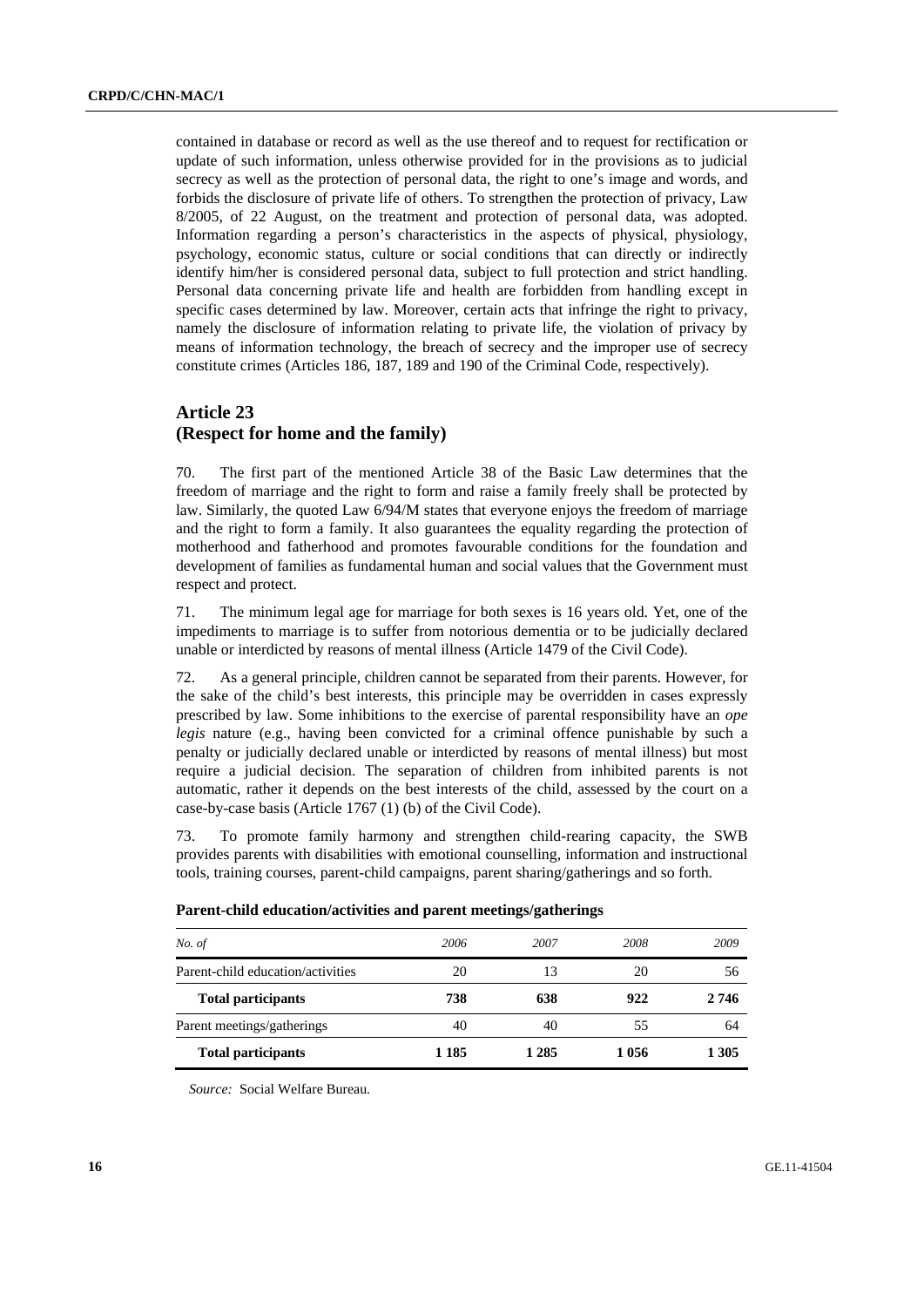contained in database or record as well as the use thereof and to request for rectification or update of such information, unless otherwise provided for in the provisions as to judicial secrecy as well as the protection of personal data, the right to one's image and words, and forbids the disclosure of private life of others. To strengthen the protection of privacy, Law 8/2005, of 22 August, on the treatment and protection of personal data, was adopted. Information regarding a person's characteristics in the aspects of physical, physiology, psychology, economic status, culture or social conditions that can directly or indirectly identify him/her is considered personal data, subject to full protection and strict handling. Personal data concerning private life and health are forbidden from handling except in specific cases determined by law. Moreover, certain acts that infringe the right to privacy, namely the disclosure of information relating to private life, the violation of privacy by means of information technology, the breach of secrecy and the improper use of secrecy constitute crimes (Articles 186, 187, 189 and 190 of the Criminal Code, respectively).

## Article 23
## (Respect for home and the family)

70. The first part of the mentioned Article 38 of the Basic Law determines that the freedom of marriage and the right to form and raise a family freely shall be protected by law. Similarly, the quoted Law 6/94/M states that everyone enjoys the freedom of marriage and the right to form a family. It also guarantees the equality regarding the protection of motherhood and fatherhood and promotes favourable conditions for the foundation and development of families as fundamental human and social values that the Government must respect and protect.

71. The minimum legal age for marriage for both sexes is 16 years old. Yet, one of the impediments to marriage is to suffer from notorious dementia or to be judicially declared unable or interdicted by reasons of mental illness (Article 1479 of the Civil Code).

72. As a general principle, children cannot be separated from their parents. However, for the sake of the child's best interests, this principle may be overridden in cases expressly prescribed by law. Some inhibitions to the exercise of parental responsibility have an *ope legis* nature (e.g., having been convicted for a criminal offence punishable by such a penalty or judicially declared unable or interdicted by reasons of mental illness) but most require a judicial decision. The separation of children from inhibited parents is not automatic, rather it depends on the best interests of the child, assessed by the court on a case-by-case basis (Article 1767 (1) (b) of the Civil Code).

73. To promote family harmony and strengthen child-rearing capacity, the SWB provides parents with disabilities with emotional counselling, information and instructional tools, training courses, parent-child campaigns, parent sharing/gatherings and so forth.

**Parent-child education/activities and parent meetings/gatherings**

| *No. of* | *2006* | *2007* | *2008* | *2009* |
|---|---|---|---|---|
| Parent-child education/activities | 20 | 13 | 20 | 56 |
| **Total participants** | **738** | **638** | **922** | **2 746** |
| Parent meetings/gatherings | 40 | 40 | 55 | 64 |
| **Total participants** | **1 185** | **1 285** | **1 056** | **1 305** |

*Source:* Social Welfare Bureau.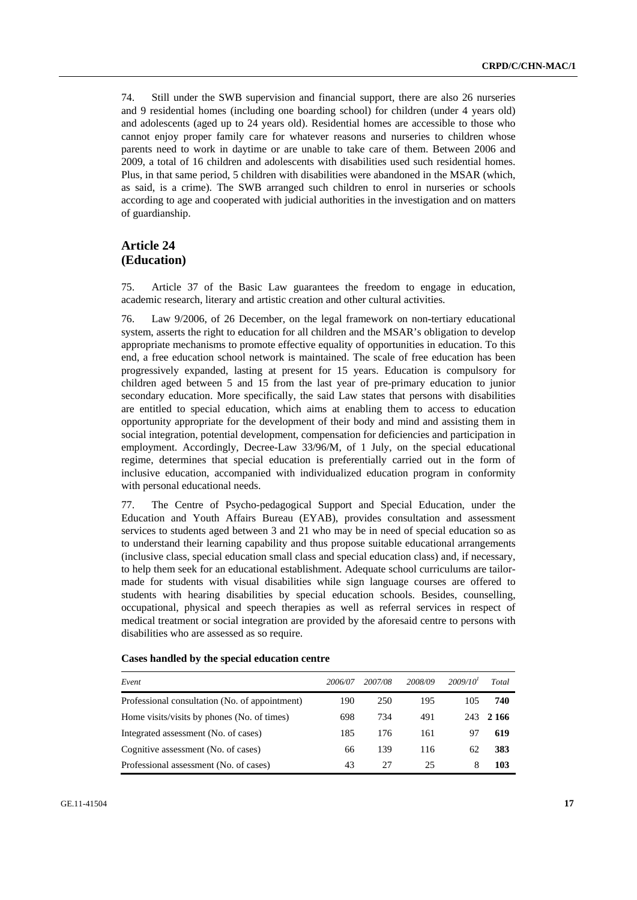74. Still under the SWB supervision and financial support, there are also 26 nurseries and 9 residential homes (including one boarding school) for children (under 4 years old) and adolescents (aged up to 24 years old). Residential homes are accessible to those who cannot enjoy proper family care for whatever reasons and nurseries to children whose parents need to work in daytime or are unable to take care of them. Between 2006 and 2009, a total of 16 children and adolescents with disabilities used such residential homes. Plus, in that same period, 5 children with disabilities were abandoned in the MSAR (which, as said, is a crime). The SWB arranged such children to enrol in nurseries or schools according to age and cooperated with judicial authorities in the investigation and on matters of guardianship.

## Article 24
## (Education)

75. Article 37 of the Basic Law guarantees the freedom to engage in education, academic research, literary and artistic creation and other cultural activities.

76. Law 9/2006, of 26 December, on the legal framework on non-tertiary educational system, asserts the right to education for all children and the MSAR's obligation to develop appropriate mechanisms to promote effective equality of opportunities in education. To this end, a free education school network is maintained. The scale of free education has been progressively expanded, lasting at present for 15 years. Education is compulsory for children aged between 5 and 15 from the last year of pre-primary education to junior secondary education. More specifically, the said Law states that persons with disabilities are entitled to special education, which aims at enabling them to access to education opportunity appropriate for the development of their body and mind and assisting them in social integration, potential development, compensation for deficiencies and participation in employment. Accordingly, Decree-Law 33/96/M, of 1 July, on the special educational regime, determines that special education is preferentially carried out in the form of inclusive education, accompanied with individualized education program in conformity with personal educational needs.

77. The Centre of Psycho-pedagogical Support and Special Education, under the Education and Youth Affairs Bureau (EYAB), provides consultation and assessment services to students aged between 3 and 21 who may be in need of special education so as to understand their learning capability and thus propose suitable educational arrangements (inclusive class, special education small class and special education class) and, if necessary, to help them seek for an educational establishment. Adequate school curriculums are tailor-made for students with visual disabilities while sign language courses are offered to students with hearing disabilities by special education schools. Besides, counselling, occupational, physical and speech therapies as well as referral services in respect of medical treatment or social integration are provided by the aforesaid centre to persons with disabilities who are assessed as so require.

**Cases handled by the special education centre**

| *Event* | *2006/07* | *2007/08* | *2008/09* | *2009/10*[1] | *Total* |
|---|---|---|---|---|---|
| Professional consultation (No. of appointment) | 190 | 250 | 195 | 105 | **740** |
| Home visits/visits by phones (No. of times) | 698 | 734 | 491 | 243 | **2 166** |
| Integrated assessment (No. of cases) | 185 | 176 | 161 | 97 | **619** |
| Cognitive assessment (No. of cases) | 66 | 139 | 116 | 62 | **383** |
| Professional assessment (No. of cases) | 43 | 27 | 25 | 8 | **103** |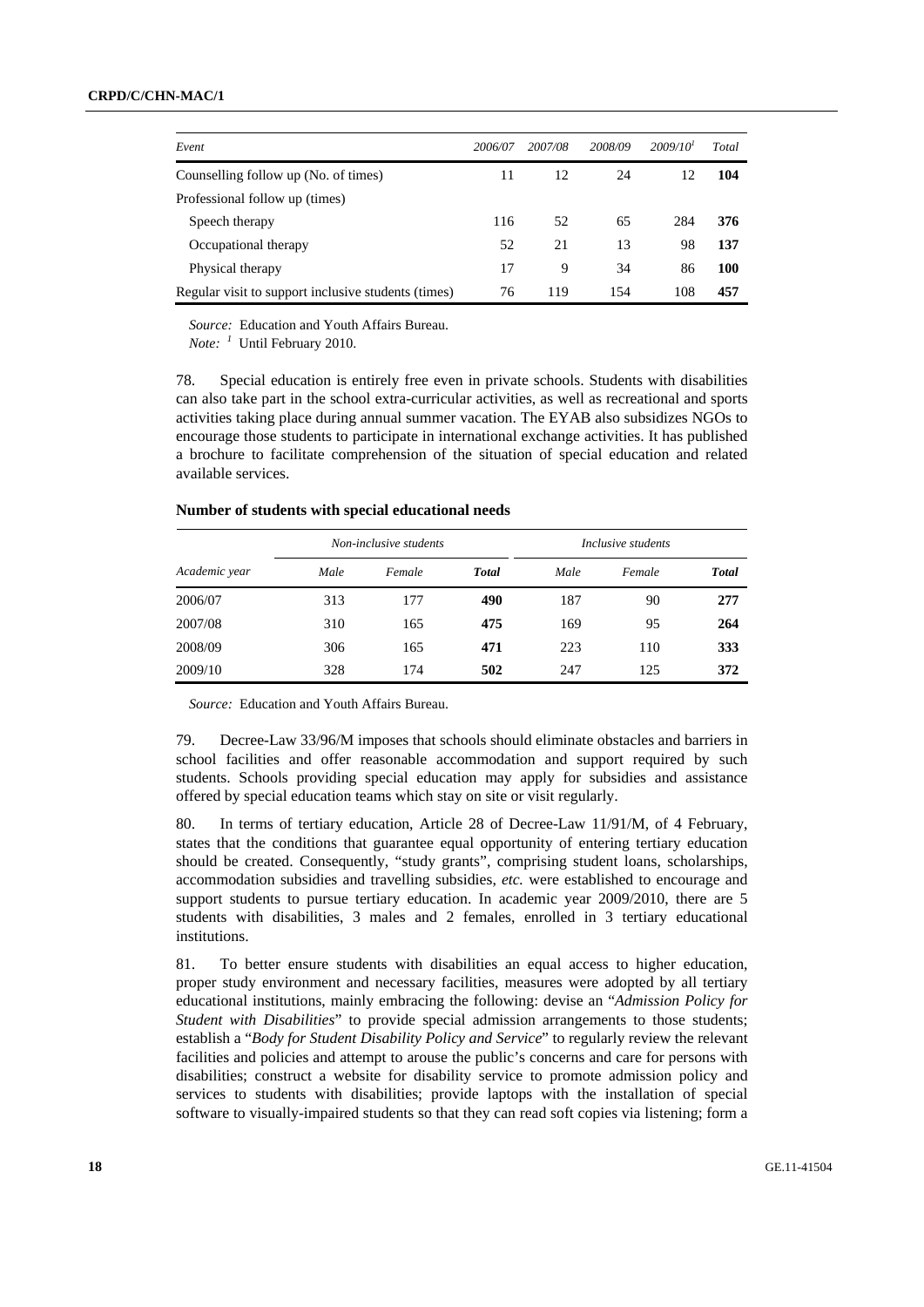| *Event* | *2006/07* | *2007/08* | *2008/09* | *2009/10*[1] | *Total* |
|---|---|---|---|---|---|
| Counselling follow up (No. of times) | 11 | 12 | 24 | 12 | **104** |
| Professional follow up (times) | | | | | |
| Speech therapy | 116 | 52 | 65 | 284 | **376** |
| Occupational therapy | 52 | 21 | 13 | 98 | **137** |
| Physical therapy | 17 | 9 | 34 | 86 | **100** |
| Regular visit to support inclusive students (times) | 76 | 119 | 154 | 108 | **457** |

*Source:* Education and Youth Affairs Bureau.
*Note:* [1] Until February 2010.

78. Special education is entirely free even in private schools. Students with disabilities can also take part in the school extra-curricular activities, as well as recreational and sports activities taking place during annual summer vacation. The EYAB also subsidizes NGOs to encourage those students to participate in international exchange activities. It has published a brochure to facilitate comprehension of the situation of special education and related available services.

**Number of students with special educational needs**

| *Academic year* | *Non-inclusive students* | | | *Inclusive students* | | |
|---|---|---|---|---|---|---|
| | *Male* | *Female* | ***Total*** | *Male* | *Female* | ***Total*** |
| 2006/07 | 313 | 177 | **490** | 187 | 90 | **277** |
| 2007/08 | 310 | 165 | **475** | 169 | 95 | **264** |
| 2008/09 | 306 | 165 | **471** | 223 | 110 | **333** |
| 2009/10 | 328 | 174 | **502** | 247 | 125 | **372** |

*Source:* Education and Youth Affairs Bureau.

79. Decree-Law 33/96/M imposes that schools should eliminate obstacles and barriers in school facilities and offer reasonable accommodation and support required by such students. Schools providing special education may apply for subsidies and assistance offered by special education teams which stay on site or visit regularly.

80. In terms of tertiary education, Article 28 of Decree-Law 11/91/M, of 4 February, states that the conditions that guarantee equal opportunity of entering tertiary education should be created. Consequently, "study grants", comprising student loans, scholarships, accommodation subsidies and travelling subsidies, *etc.* were established to encourage and support students to pursue tertiary education. In academic year 2009/2010, there are 5 students with disabilities, 3 males and 2 females, enrolled in 3 tertiary educational institutions.

81. To better ensure students with disabilities an equal access to higher education, proper study environment and necessary facilities, measures were adopted by all tertiary educational institutions, mainly embracing the following: devise an "*Admission Policy for Student with Disabilities*" to provide special admission arrangements to those students; establish a "*Body for Student Disability Policy and Service*" to regularly review the relevant facilities and policies and attempt to arouse the public's concerns and care for persons with disabilities; construct a website for disability service to promote admission policy and services to students with disabilities; provide laptops with the installation of special software to visually-impaired students so that they can read soft copies via listening; form a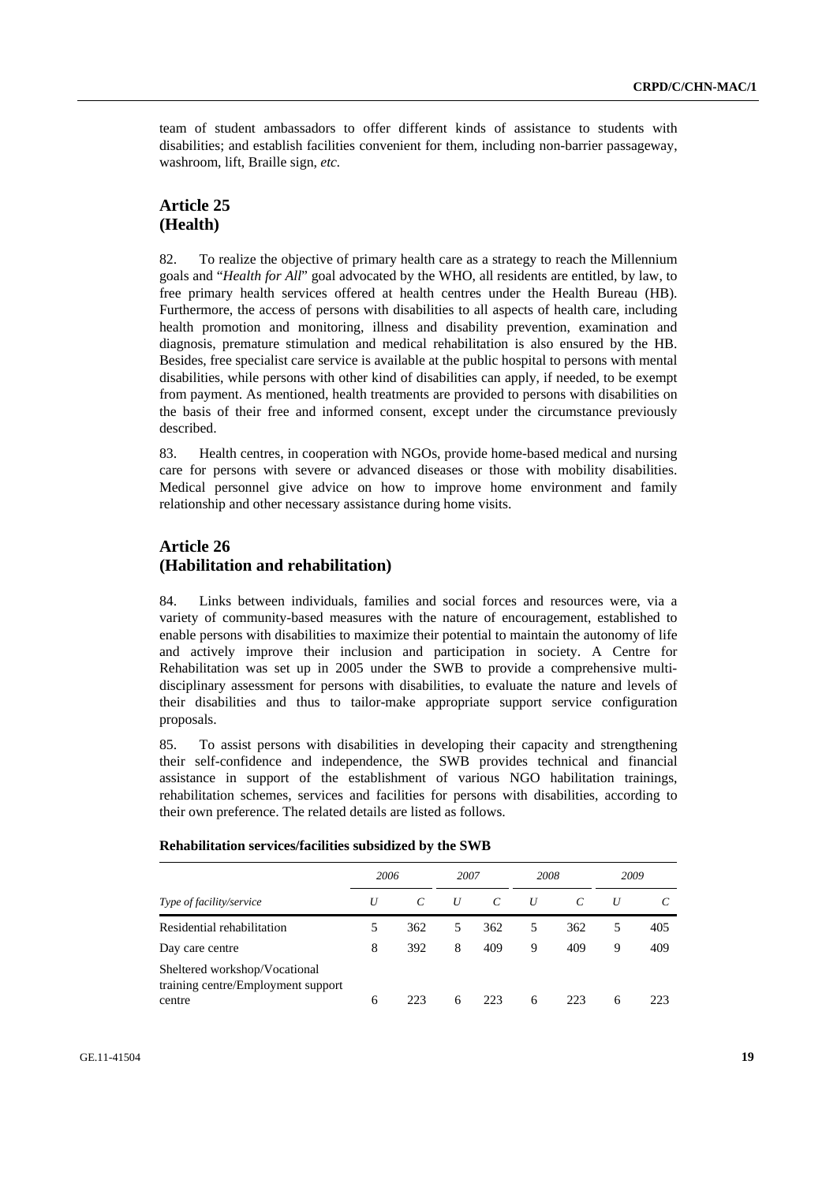team of student ambassadors to offer different kinds of assistance to students with disabilities; and establish facilities convenient for them, including non-barrier passageway, washroom, lift, Braille sign, *etc.*

## Article 25
## (Health)

82. To realize the objective of primary health care as a strategy to reach the Millennium goals and "*Health for All*" goal advocated by the WHO, all residents are entitled, by law, to free primary health services offered at health centres under the Health Bureau (HB). Furthermore, the access of persons with disabilities to all aspects of health care, including health promotion and monitoring, illness and disability prevention, examination and diagnosis, premature stimulation and medical rehabilitation is also ensured by the HB. Besides, free specialist care service is available at the public hospital to persons with mental disabilities, while persons with other kind of disabilities can apply, if needed, to be exempt from payment. As mentioned, health treatments are provided to persons with disabilities on the basis of their free and informed consent, except under the circumstance previously described.

83. Health centres, in cooperation with NGOs, provide home-based medical and nursing care for persons with severe or advanced diseases or those with mobility disabilities. Medical personnel give advice on how to improve home environment and family relationship and other necessary assistance during home visits.

## Article 26
## (Habilitation and rehabilitation)

84. Links between individuals, families and social forces and resources were, via a variety of community-based measures with the nature of encouragement, established to enable persons with disabilities to maximize their potential to maintain the autonomy of life and actively improve their inclusion and participation in society. A Centre for Rehabilitation was set up in 2005 under the SWB to provide a comprehensive multi-disciplinary assessment for persons with disabilities, to evaluate the nature and levels of their disabilities and thus to tailor-make appropriate support service configuration proposals.

85. To assist persons with disabilities in developing their capacity and strengthening their self-confidence and independence, the SWB provides technical and financial assistance in support of the establishment of various NGO habilitation trainings, rehabilitation schemes, services and facilities for persons with disabilities, according to their own preference. The related details are listed as follows.

**Rehabilitation services/facilities subsidized by the SWB**

| | *2006* | | *2007* | | *2008* | | *2009* | |
|---|---|---|---|---|---|---|---|---|
| *Type of facility/service* | *U* | *C* | *U* | *C* | *U* | *C* | *U* | *C* |
| Residential rehabilitation | 5 | 362 | 5 | 362 | 5 | 362 | 5 | 405 |
| Day care centre | 8 | 392 | 8 | 409 | 9 | 409 | 9 | 409 |
| Sheltered workshop/Vocational training centre/Employment support centre | 6 | 223 | 6 | 223 | 6 | 223 | 6 | 223 |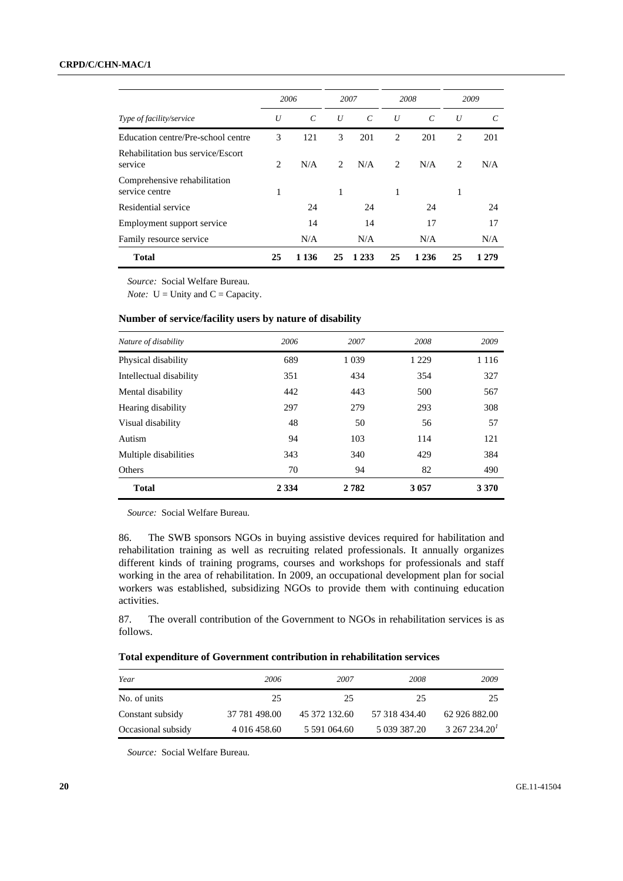| Type of facility/service | 2006 | | 2007 | | 2008 | | 2009 | |
|---|---|---|---|---|---|---|---|---|
| | U | C | U | C | U | C | U | C |
| Education centre/Pre-school centre | 3 | 121 | 3 | 201 | 2 | 201 | 2 | 201 |
| Rehabilitation bus service/Escort service | 2 | N/A | 2 | N/A | 2 | N/A | 2 | N/A |
| Comprehensive rehabilitation service centre | 1 | | 1 | | 1 | | 1 | |
| Residential service | | 24 | | 24 | | 24 | | 24 |
| Employment support service | | 14 | | 14 | | 17 | | 17 |
| Family resource service | | N/A | | N/A | | N/A | | N/A |
| **Total** | **25** | **1 136** | **25** | **1 233** | **25** | **1 236** | **25** | **1 279** |

*Source:* Social Welfare Bureau.

*Note:* U = Unity and C = Capacity.

**Number of service/facility users by nature of disability**

| Nature of disability | 2006 | 2007 | 2008 | 2009 |
|---|---|---|---|---|
| Physical disability | 689 | 1 039 | 1 229 | 1 116 |
| Intellectual disability | 351 | 434 | 354 | 327 |
| Mental disability | 442 | 443 | 500 | 567 |
| Hearing disability | 297 | 279 | 293 | 308 |
| Visual disability | 48 | 50 | 56 | 57 |
| Autism | 94 | 103 | 114 | 121 |
| Multiple disabilities | 343 | 340 | 429 | 384 |
| Others | 70 | 94 | 82 | 490 |
| **Total** | **2 334** | **2 782** | **3 057** | **3 370** |

*Source:* Social Welfare Bureau.

86. The SWB sponsors NGOs in buying assistive devices required for habilitation and rehabilitation training as well as recruiting related professionals. It annually organizes different kinds of training programs, courses and workshops for professionals and staff working in the area of rehabilitation. In 2009, an occupational development plan for social workers was established, subsidizing NGOs to provide them with continuing education activities.

87. The overall contribution of the Government to NGOs in rehabilitation services is as follows.

**Total expenditure of Government contribution in rehabilitation services**

| Year | 2006 | 2007 | 2008 | 2009 |
|---|---|---|---|---|
| No. of units | 25 | 25 | 25 | 25 |
| Constant subsidy | 37 781 498.00 | 45 372 132.60 | 57 318 434.40 | 62 926 882.00 |
| Occasional subsidy | 4 016 458.60 | 5 591 064.60 | 5 039 387.20 | 3 267 234.20[1] |

*Source:* Social Welfare Bureau.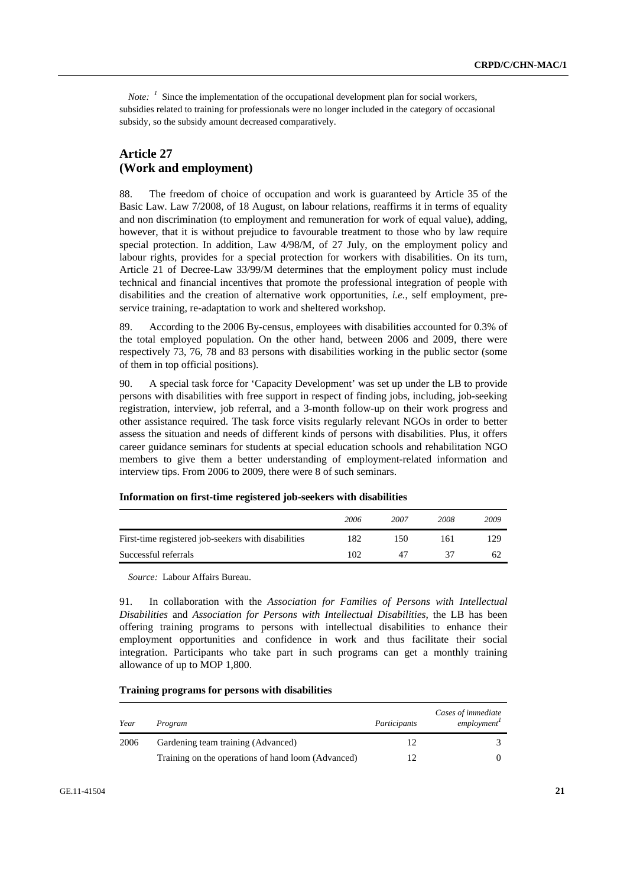*Note:* [1] Since the implementation of the occupational development plan for social workers, subsidies related to training for professionals were no longer included in the category of occasional subsidy, so the subsidy amount decreased comparatively.

## Article 27
## (Work and employment)

88. The freedom of choice of occupation and work is guaranteed by Article 35 of the Basic Law. Law 7/2008, of 18 August, on labour relations, reaffirms it in terms of equality and non discrimination (to employment and remuneration for work of equal value), adding, however, that it is without prejudice to favourable treatment to those who by law require special protection. In addition, Law 4/98/M, of 27 July, on the employment policy and labour rights, provides for a special protection for workers with disabilities. On its turn, Article 21 of Decree-Law 33/99/M determines that the employment policy must include technical and financial incentives that promote the professional integration of people with disabilities and the creation of alternative work opportunities, *i.e.*, self employment, pre-service training, re-adaptation to work and sheltered workshop.

89. According to the 2006 By-census, employees with disabilities accounted for 0.3% of the total employed population. On the other hand, between 2006 and 2009, there were respectively 73, 76, 78 and 83 persons with disabilities working in the public sector (some of them in top official positions).

90. A special task force for 'Capacity Development' was set up under the LB to provide persons with disabilities with free support in respect of finding jobs, including, job-seeking registration, interview, job referral, and a 3-month follow-up on their work progress and other assistance required. The task force visits regularly relevant NGOs in order to better assess the situation and needs of different kinds of persons with disabilities. Plus, it offers career guidance seminars for students at special education schools and rehabilitation NGO members to give them a better understanding of employment-related information and interview tips. From 2006 to 2009, there were 8 of such seminars.

**Information on first-time registered job-seekers with disabilities**

| | *2006* | *2007* | *2008* | *2009* |
|---|---|---|---|---|
| First-time registered job-seekers with disabilities | 182 | 150 | 161 | 129 |
| Successful referrals | 102 | 47 | 37 | 62 |

*Source:* Labour Affairs Bureau.

91. In collaboration with the *Association for Families of Persons with Intellectual Disabilities* and *Association for Persons with Intellectual Disabilities*, the LB has been offering training programs to persons with intellectual disabilities to enhance their employment opportunities and confidence in work and thus facilitate their social integration. Participants who take part in such programs can get a monthly training allowance of up to MOP 1,800.

**Training programs for persons with disabilities**

| *Year* | *Program* | *Participants* | *Cases of immediate employment*[1] |
|---|---|---|---|
| 2006 | Gardening team training (Advanced) | 12 | 3 |
| | Training on the operations of hand loom (Advanced) | 12 | 0 |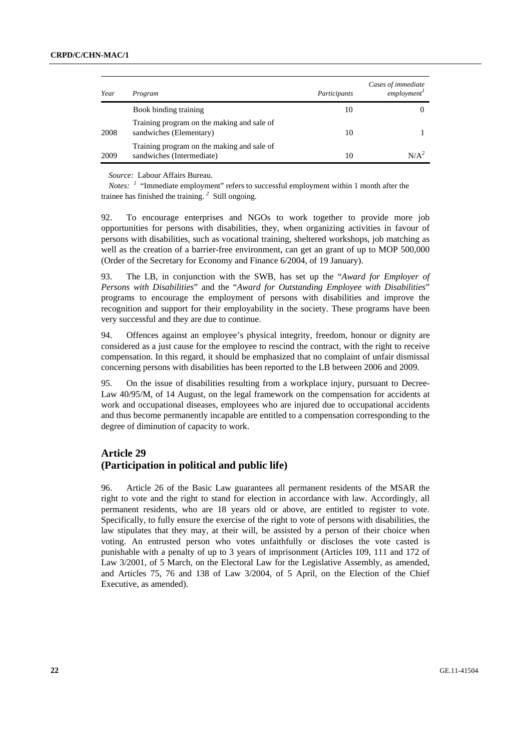| Year | Program | Participants | Cases of immediate employment[1] |
|---|---|---|---|
| | Book binding training | 10 | 0 |
| 2008 | Training program on the making and sale of sandwiches (Elementary) | 10 | 1 |
| 2009 | Training program on the making and sale of sandwiches (Intermediate) | 10 | N/A[2] |

*Source:* Labour Affairs Bureau.

*Notes:* [1] "Immediate employment" refers to successful employment within 1 month after the trainee has finished the training. [2] Still ongoing.

92. To encourage enterprises and NGOs to work together to provide more job opportunities for persons with disabilities, they, when organizing activities in favour of persons with disabilities, such as vocational training, sheltered workshops, job matching as well as the creation of a barrier-free environment, can get an grant of up to MOP 500,000 (Order of the Secretary for Economy and Finance 6/2004, of 19 January).

93. The LB, in conjunction with the SWB, has set up the "*Award for Employer of Persons with Disabilities*" and the "*Award for Outstanding Employee with Disabilities*" programs to encourage the employment of persons with disabilities and improve the recognition and support for their employability in the society. These programs have been very successful and they are due to continue.

94. Offences against an employee's physical integrity, freedom, honour or dignity are considered as a just cause for the employee to rescind the contract, with the right to receive compensation. In this regard, it should be emphasized that no complaint of unfair dismissal concerning persons with disabilities has been reported to the LB between 2006 and 2009.

95. On the issue of disabilities resulting from a workplace injury, pursuant to Decree-Law 40/95/M, of 14 August, on the legal framework on the compensation for accidents at work and occupational diseases, employees who are injured due to occupational accidents and thus become permanently incapable are entitled to a compensation corresponding to the degree of diminution of capacity to work.

## Article 29
## (Participation in political and public life)

96. Article 26 of the Basic Law guarantees all permanent residents of the MSAR the right to vote and the right to stand for election in accordance with law. Accordingly, all permanent residents, who are 18 years old or above, are entitled to register to vote. Specifically, to fully ensure the exercise of the right to vote of persons with disabilities, the law stipulates that they may, at their will, be assisted by a person of their choice when voting. An entrusted person who votes unfaithfully or discloses the vote casted is punishable with a penalty of up to 3 years of imprisonment (Articles 109, 111 and 172 of Law 3/2001, of 5 March, on the Electoral Law for the Legislative Assembly, as amended, and Articles 75, 76 and 138 of Law 3/2004, of 5 April, on the Election of the Chief Executive, as amended).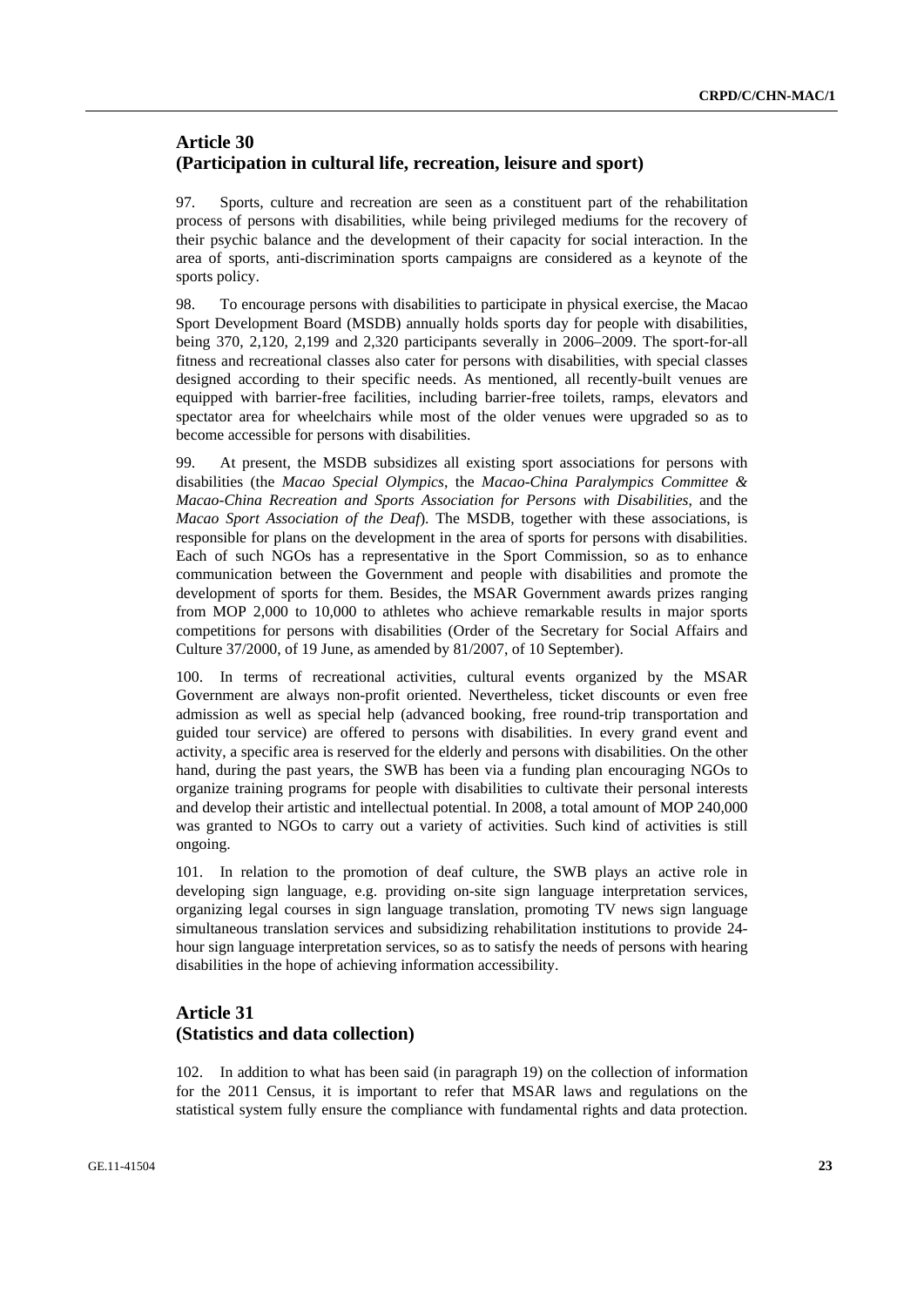## Article 30
## (Participation in cultural life, recreation, leisure and sport)

97. Sports, culture and recreation are seen as a constituent part of the rehabilitation process of persons with disabilities, while being privileged mediums for the recovery of their psychic balance and the development of their capacity for social interaction. In the area of sports, anti-discrimination sports campaigns are considered as a keynote of the sports policy.

98. To encourage persons with disabilities to participate in physical exercise, the Macao Sport Development Board (MSDB) annually holds sports day for people with disabilities, being 370, 2,120, 2,199 and 2,320 participants severally in 2006–2009. The sport-for-all fitness and recreational classes also cater for persons with disabilities, with special classes designed according to their specific needs. As mentioned, all recently-built venues are equipped with barrier-free facilities, including barrier-free toilets, ramps, elevators and spectator area for wheelchairs while most of the older venues were upgraded so as to become accessible for persons with disabilities.

99. At present, the MSDB subsidizes all existing sport associations for persons with disabilities (the *Macao Special Olympics*, the *Macao-China Paralympics Committee & Macao-China Recreation and Sports Association for Persons with Disabilities*, and the *Macao Sport Association of the Deaf*). The MSDB, together with these associations, is responsible for plans on the development in the area of sports for persons with disabilities. Each of such NGOs has a representative in the Sport Commission, so as to enhance communication between the Government and people with disabilities and promote the development of sports for them. Besides, the MSAR Government awards prizes ranging from MOP 2,000 to 10,000 to athletes who achieve remarkable results in major sports competitions for persons with disabilities (Order of the Secretary for Social Affairs and Culture 37/2000, of 19 June, as amended by 81/2007, of 10 September).

100. In terms of recreational activities, cultural events organized by the MSAR Government are always non-profit oriented. Nevertheless, ticket discounts or even free admission as well as special help (advanced booking, free round-trip transportation and guided tour service) are offered to persons with disabilities. In every grand event and activity, a specific area is reserved for the elderly and persons with disabilities. On the other hand, during the past years, the SWB has been via a funding plan encouraging NGOs to organize training programs for people with disabilities to cultivate their personal interests and develop their artistic and intellectual potential. In 2008, a total amount of MOP 240,000 was granted to NGOs to carry out a variety of activities. Such kind of activities is still ongoing.

101. In relation to the promotion of deaf culture, the SWB plays an active role in developing sign language, e.g. providing on-site sign language interpretation services, organizing legal courses in sign language translation, promoting TV news sign language simultaneous translation services and subsidizing rehabilitation institutions to provide 24-hour sign language interpretation services, so as to satisfy the needs of persons with hearing disabilities in the hope of achieving information accessibility.

## Article 31
## (Statistics and data collection)

102. In addition to what has been said (in paragraph 19) on the collection of information for the 2011 Census, it is important to refer that MSAR laws and regulations on the statistical system fully ensure the compliance with fundamental rights and data protection.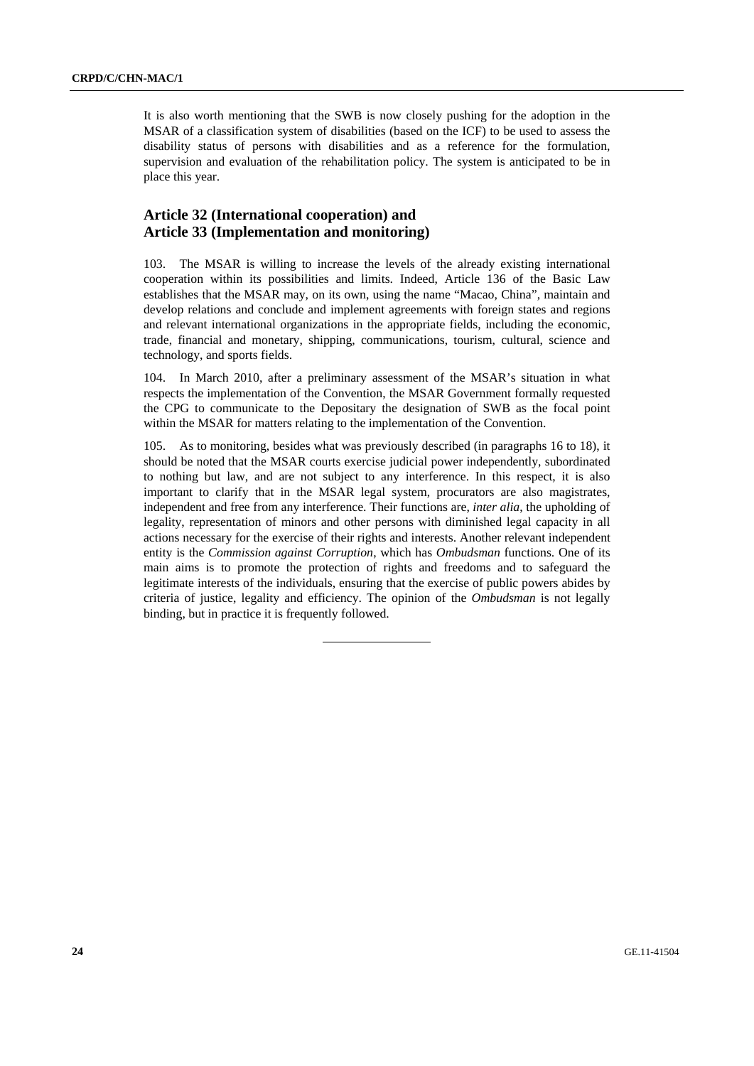It is also worth mentioning that the SWB is now closely pushing for the adoption in the MSAR of a classification system of disabilities (based on the ICF) to be used to assess the disability status of persons with disabilities and as a reference for the formulation, supervision and evaluation of the rehabilitation policy. The system is anticipated to be in place this year.

## Article 32 (International cooperation) and Article 33 (Implementation and monitoring)

103. The MSAR is willing to increase the levels of the already existing international cooperation within its possibilities and limits. Indeed, Article 136 of the Basic Law establishes that the MSAR may, on its own, using the name "Macao, China", maintain and develop relations and conclude and implement agreements with foreign states and regions and relevant international organizations in the appropriate fields, including the economic, trade, financial and monetary, shipping, communications, tourism, cultural, science and technology, and sports fields.

104. In March 2010, after a preliminary assessment of the MSAR's situation in what respects the implementation of the Convention, the MSAR Government formally requested the CPG to communicate to the Depositary the designation of SWB as the focal point within the MSAR for matters relating to the implementation of the Convention.

105. As to monitoring, besides what was previously described (in paragraphs 16 to 18), it should be noted that the MSAR courts exercise judicial power independently, subordinated to nothing but law, and are not subject to any interference. In this respect, it is also important to clarify that in the MSAR legal system, procurators are also magistrates, independent and free from any interference. Their functions are, *inter alia*, the upholding of legality, representation of minors and other persons with diminished legal capacity in all actions necessary for the exercise of their rights and interests. Another relevant independent entity is the *Commission against Corruption*, which has *Ombudsman* functions. One of its main aims is to promote the protection of rights and freedoms and to safeguard the legitimate interests of the individuals, ensuring that the exercise of public powers abides by criteria of justice, legality and efficiency. The opinion of the *Ombudsman* is not legally binding, but in practice it is frequently followed.

---